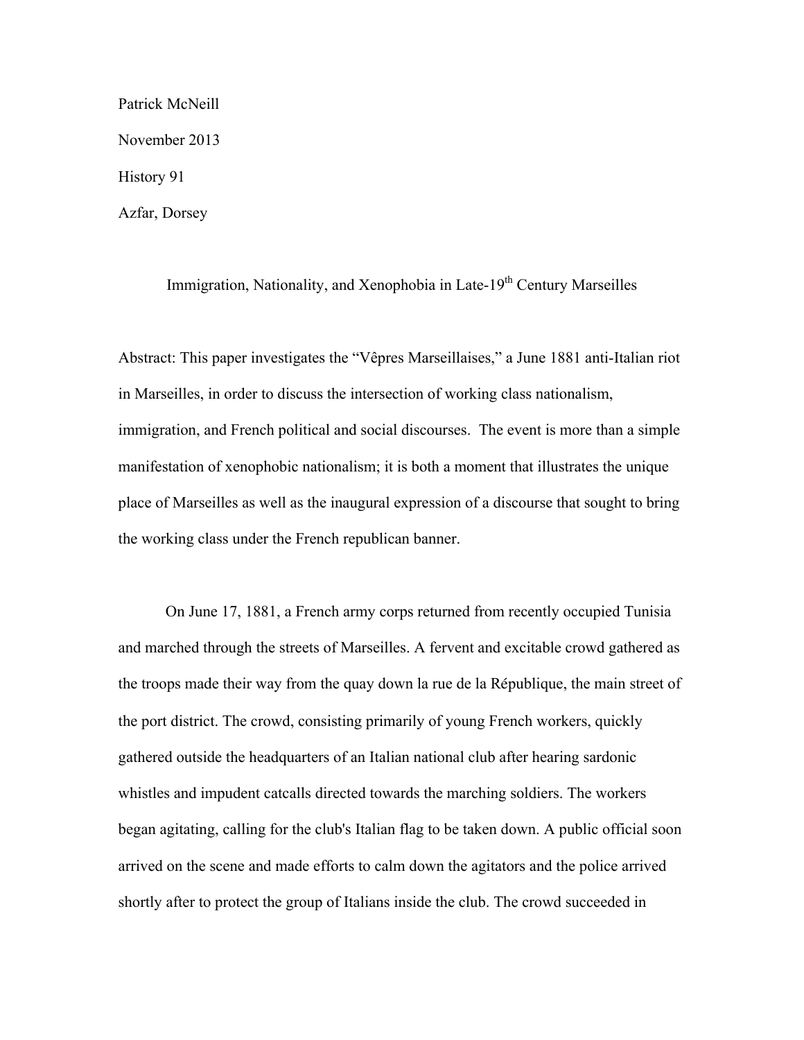Patrick McNeill

November 2013

History 91

Azfar, Dorsey

# Immigration, Nationality, and Xenophobia in Late-19th Century Marseilles

Abstract: This paper investigates the "Vêpres Marseillaises," a June 1881 anti-Italian riot in Marseilles, in order to discuss the intersection of working class nationalism, immigration, and French political and social discourses. The event is more than a simple manifestation of xenophobic nationalism; it is both a moment that illustrates the unique place of Marseilles as well as the inaugural expression of a discourse that sought to bring the working class under the French republican banner.

On June 17, 1881, a French army corps returned from recently occupied Tunisia and marched through the streets of Marseilles. A fervent and excitable crowd gathered as the troops made their way from the quay down la rue de la République, the main street of the port district. The crowd, consisting primarily of young French workers, quickly gathered outside the headquarters of an Italian national club after hearing sardonic whistles and impudent catcalls directed towards the marching soldiers. The workers began agitating, calling for the club's Italian flag to be taken down. A public official soon arrived on the scene and made efforts to calm down the agitators and the police arrived shortly after to protect the group of Italians inside the club. The crowd succeeded in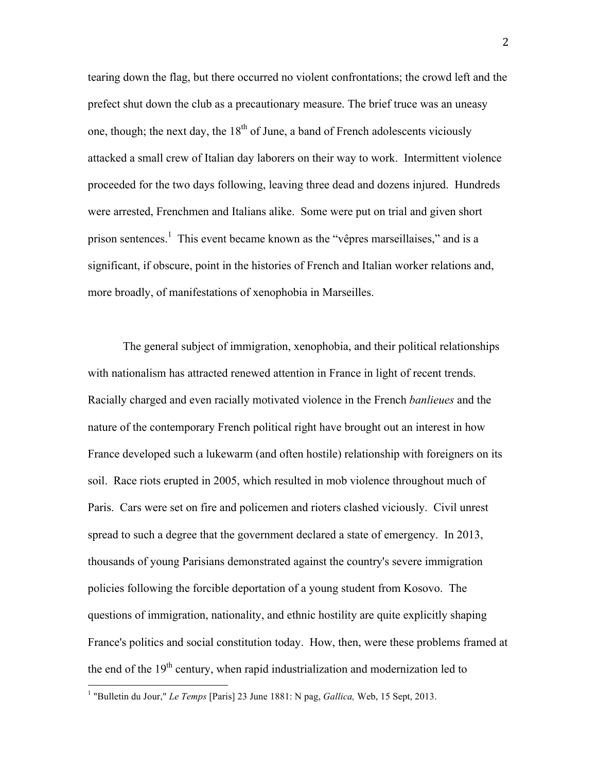tearing down the flag, but there occurred no violent confrontations; the crowd left and the prefect shut down the club as a precautionary measure. The brief truce was an uneasy one, though; the next day, the 18th of June, a band of French adolescents viciously attacked a small crew of Italian day laborers on their way to work. Intermittent violence proceeded for the two days following, leaving three dead and dozens injured. Hundreds were arrested, Frenchmen and Italians alike. Some were put on trial and given short prison sentences.[1] This event became known as the "vêpres marseillaises," and is a significant, if obscure, point in the histories of French and Italian worker relations and, more broadly, of manifestations of xenophobia in Marseilles.

The general subject of immigration, xenophobia, and their political relationships with nationalism has attracted renewed attention in France in light of recent trends. Racially charged and even racially motivated violence in the French *banlieues* and the nature of the contemporary French political right have brought out an interest in how France developed such a lukewarm (and often hostile) relationship with foreigners on its soil. Race riots erupted in 2005, which resulted in mob violence throughout much of Paris. Cars were set on fire and policemen and rioters clashed viciously. Civil unrest spread to such a degree that the government declared a state of emergency. In 2013, thousands of young Parisians demonstrated against the country's severe immigration policies following the forcible deportation of a young student from Kosovo. The questions of immigration, nationality, and ethnic hostility are quite explicitly shaping France's politics and social constitution today. How, then, were these problems framed at the end of the 19th century, when rapid industrialization and modernization led to

[1] "Bulletin du Jour," *Le Temps* [Paris] 23 June 1881: N pag, *Gallica,* Web, 15 Sept, 2013.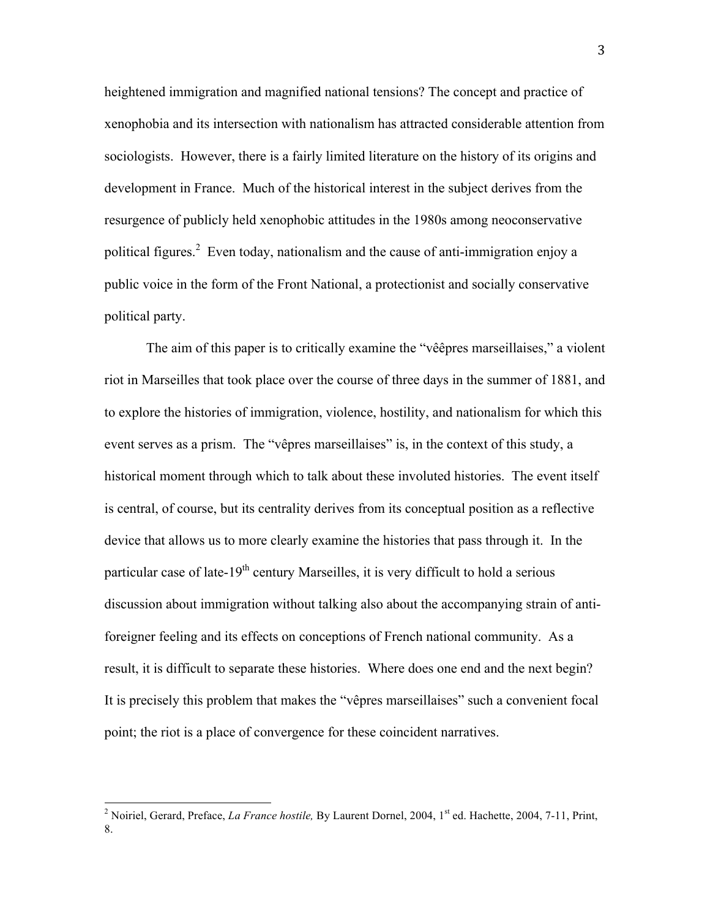heightened immigration and magnified national tensions? The concept and practice of xenophobia and its intersection with nationalism has attracted considerable attention from sociologists. However, there is a fairly limited literature on the history of its origins and development in France. Much of the historical interest in the subject derives from the resurgence of publicly held xenophobic attitudes in the 1980s among neoconservative political figures.[2] Even today, nationalism and the cause of anti-immigration enjoy a public voice in the form of the Front National, a protectionist and socially conservative political party.

The aim of this paper is to critically examine the "vêêpres marseillaises," a violent riot in Marseilles that took place over the course of three days in the summer of 1881, and to explore the histories of immigration, violence, hostility, and nationalism for which this event serves as a prism. The "vêpres marseillaises" is, in the context of this study, a historical moment through which to talk about these involuted histories. The event itself is central, of course, but its centrality derives from its conceptual position as a reflective device that allows us to more clearly examine the histories that pass through it. In the particular case of late-19th century Marseilles, it is very difficult to hold a serious discussion about immigration without talking also about the accompanying strain of anti-foreigner feeling and its effects on conceptions of French national community. As a result, it is difficult to separate these histories. Where does one end and the next begin? It is precisely this problem that makes the "vêpres marseillaises" such a convenient focal point; the riot is a place of convergence for these coincident narratives.

---

[2] Noiriel, Gerard, Preface, *La France hostile,* By Laurent Dornel, 2004, 1st ed. Hachette, 2004, 7-11, Print, 8.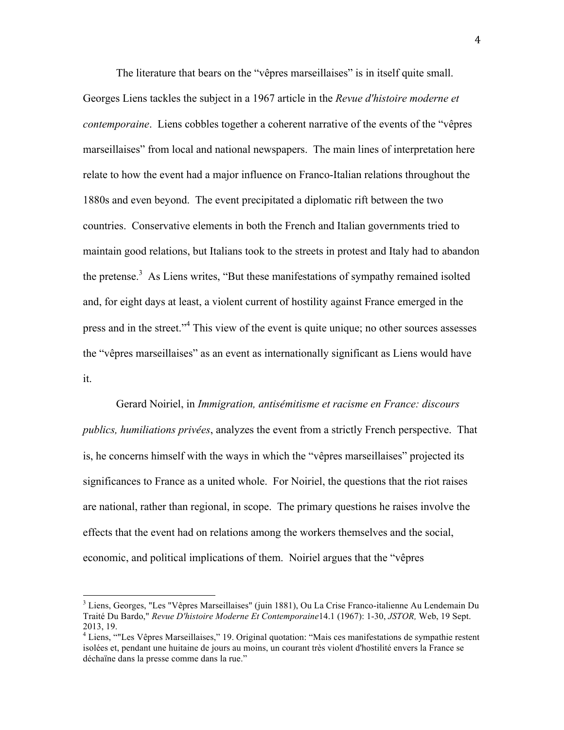The literature that bears on the "vêpres marseillaises" is in itself quite small. Georges Liens tackles the subject in a 1967 article in the *Revue d'histoire moderne et contemporaine*. Liens cobbles together a coherent narrative of the events of the "vêpres marseillaises" from local and national newspapers. The main lines of interpretation here relate to how the event had a major influence on Franco-Italian relations throughout the 1880s and even beyond. The event precipitated a diplomatic rift between the two countries. Conservative elements in both the French and Italian governments tried to maintain good relations, but Italians took to the streets in protest and Italy had to abandon the pretense.[3] As Liens writes, "But these manifestations of sympathy remained isolted and, for eight days at least, a violent current of hostility against France emerged in the press and in the street."[4] This view of the event is quite unique; no other sources assesses the "vêpres marseillaises" as an event as internationally significant as Liens would have it.

Gerard Noiriel, in *Immigration, antisémitisme et racisme en France: discours publics, humiliations privées*, analyzes the event from a strictly French perspective. That is, he concerns himself with the ways in which the "vêpres marseillaises" projected its significances to France as a united whole. For Noiriel, the questions that the riot raises are national, rather than regional, in scope. The primary questions he raises involve the effects that the event had on relations among the workers themselves and the social, economic, and political implications of them. Noiriel argues that the "vêpres

---

[3] Liens, Georges, "Les "Vêpres Marseillaises" (juin 1881), Ou La Crise Franco-italienne Au Lendemain Du Traité Du Bardo," *Revue D'histoire Moderne Et Contemporaine*14.1 (1967): 1-30, *JSTOR,* Web, 19 Sept. 2013, 19.

[4] Liens, ""Les Vêpres Marseillaises," 19. Original quotation: "Mais ces manifestations de sympathie restent isolées et, pendant une huitaine de jours au moins, un courant très violent d'hostilité envers la France se déchaïne dans la presse comme dans la rue."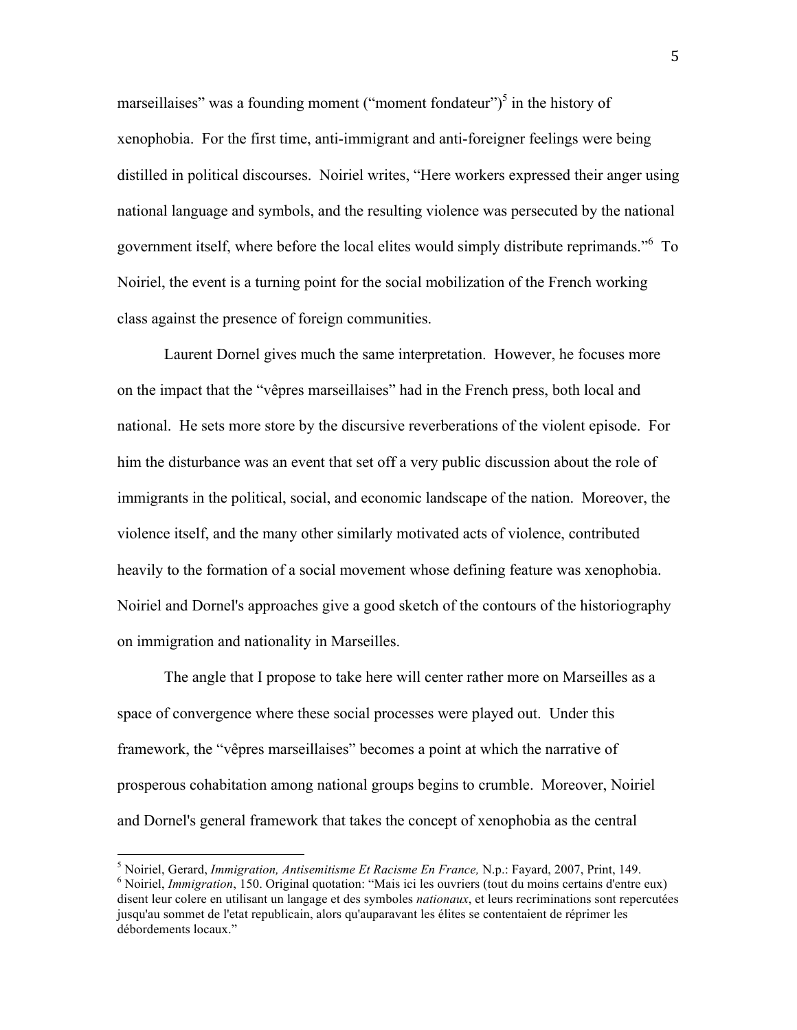marseillaises" was a founding moment ("moment fondateur")[5] in the history of xenophobia. For the first time, anti-immigrant and anti-foreigner feelings were being distilled in political discourses. Noiriel writes, "Here workers expressed their anger using national language and symbols, and the resulting violence was persecuted by the national government itself, where before the local elites would simply distribute reprimands."[6] To Noiriel, the event is a turning point for the social mobilization of the French working class against the presence of foreign communities.

Laurent Dornel gives much the same interpretation. However, he focuses more on the impact that the "vêpres marseillaises" had in the French press, both local and national. He sets more store by the discursive reverberations of the violent episode. For him the disturbance was an event that set off a very public discussion about the role of immigrants in the political, social, and economic landscape of the nation. Moreover, the violence itself, and the many other similarly motivated acts of violence, contributed heavily to the formation of a social movement whose defining feature was xenophobia. Noiriel and Dornel's approaches give a good sketch of the contours of the historiography on immigration and nationality in Marseilles.

The angle that I propose to take here will center rather more on Marseilles as a space of convergence where these social processes were played out. Under this framework, the "vêpres marseillaises" becomes a point at which the narrative of prosperous cohabitation among national groups begins to crumble. Moreover, Noiriel and Dornel's general framework that takes the concept of xenophobia as the central

---

[5] Noiriel, Gerard, *Immigration, Antisemitisme Et Racisme En France,* N.p.: Fayard, 2007, Print, 149.

[6] Noiriel, *Immigration*, 150. Original quotation: "Mais ici les ouvriers (tout du moins certains d'entre eux) disent leur colere en utilisant un langage et des symboles *nationaux*, et leurs recriminations sont repercutées jusqu'au sommet de l'etat republicain, alors qu'auparavant les élites se contentaient de réprimer les débordements locaux."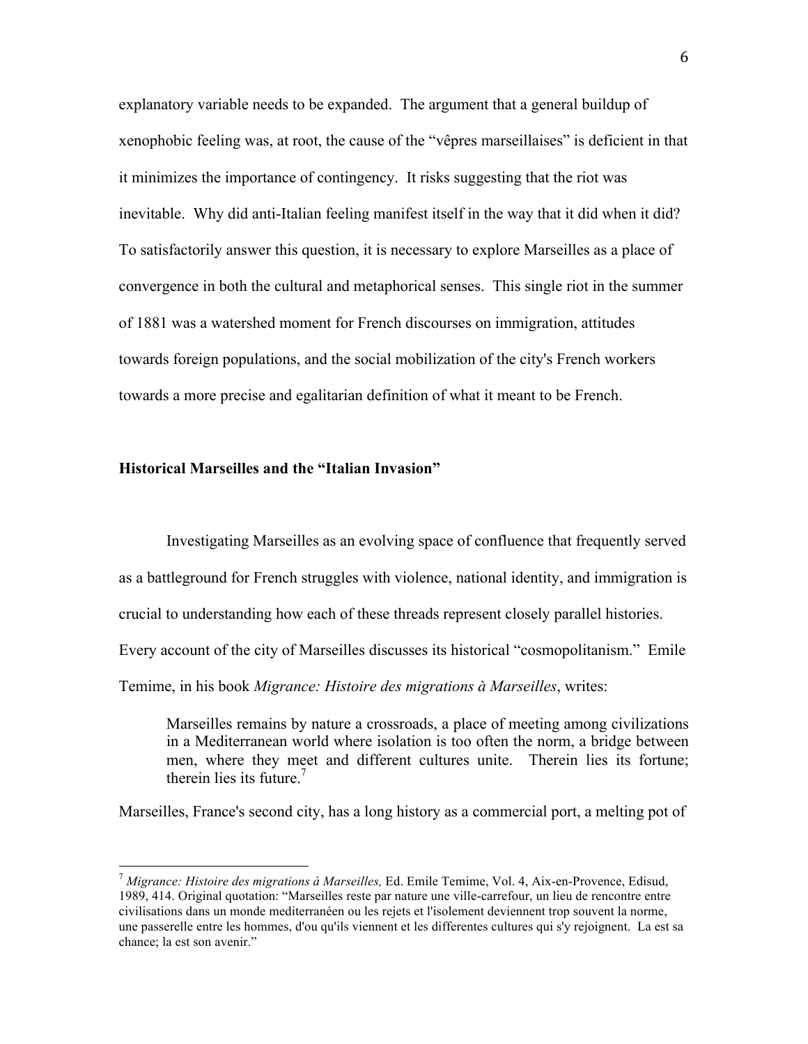explanatory variable needs to be expanded. The argument that a general buildup of xenophobic feeling was, at root, the cause of the "vêpres marseillaises" is deficient in that it minimizes the importance of contingency. It risks suggesting that the riot was inevitable. Why did anti-Italian feeling manifest itself in the way that it did when it did? To satisfactorily answer this question, it is necessary to explore Marseilles as a place of convergence in both the cultural and metaphorical senses. This single riot in the summer of 1881 was a watershed moment for French discourses on immigration, attitudes towards foreign populations, and the social mobilization of the city's French workers towards a more precise and egalitarian definition of what it meant to be French.

## Historical Marseilles and the "Italian Invasion"

Investigating Marseilles as an evolving space of confluence that frequently served as a battleground for French struggles with violence, national identity, and immigration is crucial to understanding how each of these threads represent closely parallel histories. Every account of the city of Marseilles discusses its historical "cosmopolitanism." Emile Temime, in his book *Migrance: Histoire des migrations à Marseilles*, writes:

> Marseilles remains by nature a crossroads, a place of meeting among civilizations in a Mediterranean world where isolation is too often the norm, a bridge between men, where they meet and different cultures unite. Therein lies its fortune; therein lies its future.[7]

Marseilles, France's second city, has a long history as a commercial port, a melting pot of

---

[7] *Migrance: Histoire des migrations à Marseilles,* Ed. Emile Temime, Vol. 4, Aix-en-Provence, Edisud, 1989, 414. Original quotation: "Marseilles reste par nature une ville-carrefour, un lieu de rencontre entre civilisations dans un monde mediterranéen ou les rejets et l'isolement deviennent trop souvent la norme, une passerelle entre les hommes, d'ou qu'ils viennent et les differentes cultures qui s'y rejoignent. La est sa chance; la est son avenir."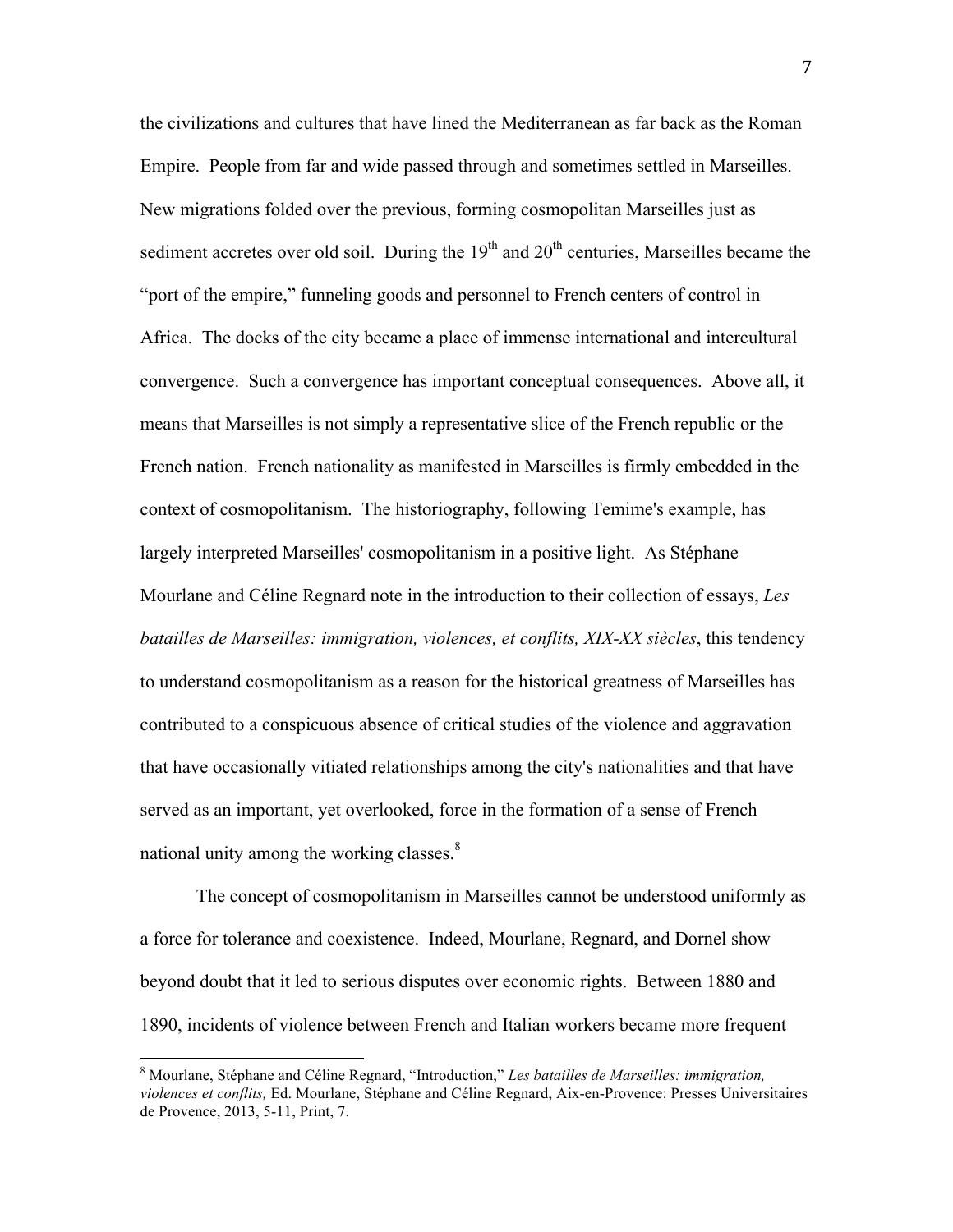the civilizations and cultures that have lined the Mediterranean as far back as the Roman Empire. People from far and wide passed through and sometimes settled in Marseilles. New migrations folded over the previous, forming cosmopolitan Marseilles just as sediment accretes over old soil. During the 19th and 20th centuries, Marseilles became the "port of the empire," funneling goods and personnel to French centers of control in Africa. The docks of the city became a place of immense international and intercultural convergence. Such a convergence has important conceptual consequences. Above all, it means that Marseilles is not simply a representative slice of the French republic or the French nation. French nationality as manifested in Marseilles is firmly embedded in the context of cosmopolitanism. The historiography, following Temime's example, has largely interpreted Marseilles' cosmopolitanism in a positive light. As Stéphane Mourlane and Céline Regnard note in the introduction to their collection of essays, *Les batailles de Marseilles: immigration, violences, et conflits, XIX-XX siècles*, this tendency to understand cosmopolitanism as a reason for the historical greatness of Marseilles has contributed to a conspicuous absence of critical studies of the violence and aggravation that have occasionally vitiated relationships among the city's nationalities and that have served as an important, yet overlooked, force in the formation of a sense of French national unity among the working classes.[8]

The concept of cosmopolitanism in Marseilles cannot be understood uniformly as a force for tolerance and coexistence. Indeed, Mourlane, Regnard, and Dornel show beyond doubt that it led to serious disputes over economic rights. Between 1880 and 1890, incidents of violence between French and Italian workers became more frequent

---

[8] Mourlane, Stéphane and Céline Regnard, "Introduction," *Les batailles de Marseilles: immigration, violences et conflits,* Ed. Mourlane, Stéphane and Céline Regnard, Aix-en-Provence: Presses Universitaires de Provence, 2013, 5-11, Print, 7.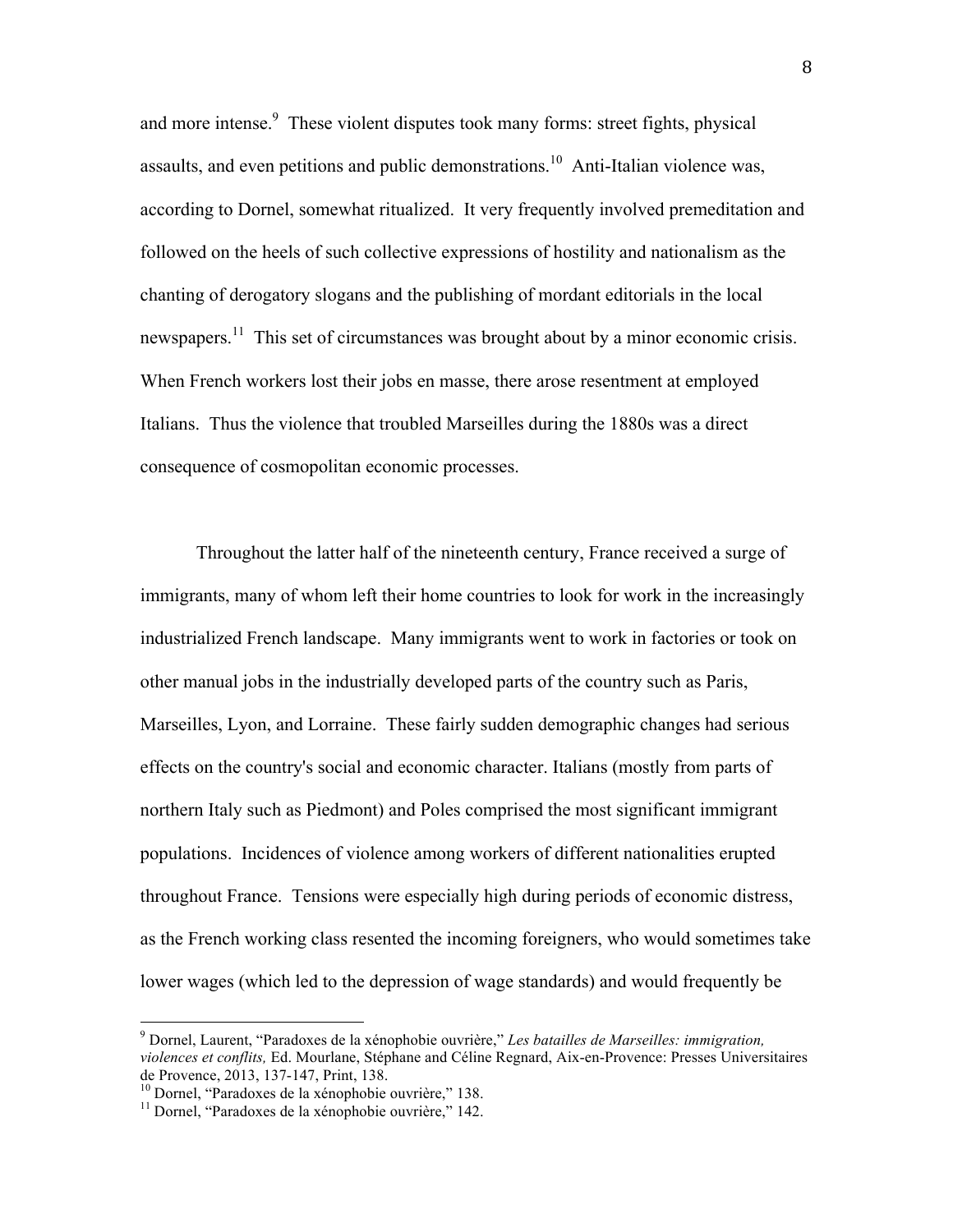and more intense.[9] These violent disputes took many forms: street fights, physical assaults, and even petitions and public demonstrations.[10] Anti-Italian violence was, according to Dornel, somewhat ritualized. It very frequently involved premeditation and followed on the heels of such collective expressions of hostility and nationalism as the chanting of derogatory slogans and the publishing of mordant editorials in the local newspapers.[11] This set of circumstances was brought about by a minor economic crisis. When French workers lost their jobs en masse, there arose resentment at employed Italians. Thus the violence that troubled Marseilles during the 1880s was a direct consequence of cosmopolitan economic processes.

Throughout the latter half of the nineteenth century, France received a surge of immigrants, many of whom left their home countries to look for work in the increasingly industrialized French landscape. Many immigrants went to work in factories or took on other manual jobs in the industrially developed parts of the country such as Paris, Marseilles, Lyon, and Lorraine. These fairly sudden demographic changes had serious effects on the country's social and economic character. Italians (mostly from parts of northern Italy such as Piedmont) and Poles comprised the most significant immigrant populations. Incidences of violence among workers of different nationalities erupted throughout France. Tensions were especially high during periods of economic distress, as the French working class resented the incoming foreigners, who would sometimes take lower wages (which led to the depression of wage standards) and would frequently be

---

[9] Dornel, Laurent, "Paradoxes de la xénophobie ouvrière," *Les batailles de Marseilles: immigration, violences et conflits,* Ed. Mourlane, Stéphane and Céline Regnard, Aix-en-Provence: Presses Universitaires de Provence, 2013, 137-147, Print, 138.

[10] Dornel, "Paradoxes de la xénophobie ouvrière," 138.

[11] Dornel, "Paradoxes de la xénophobie ouvrière," 142.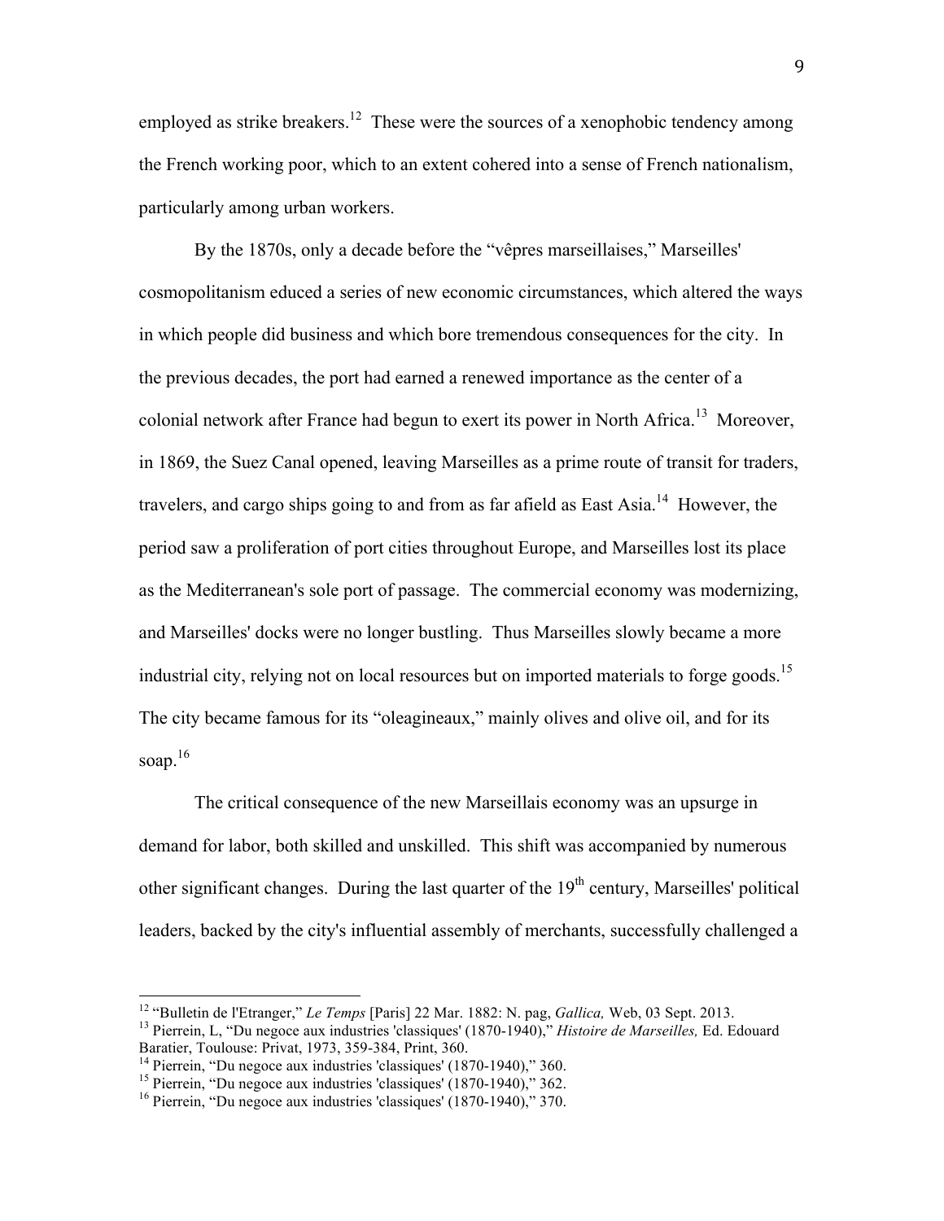employed as strike breakers.[12] These were the sources of a xenophobic tendency among the French working poor, which to an extent cohered into a sense of French nationalism, particularly among urban workers.

By the 1870s, only a decade before the "vêpres marseillaises," Marseilles' cosmopolitanism educed a series of new economic circumstances, which altered the ways in which people did business and which bore tremendous consequences for the city. In the previous decades, the port had earned a renewed importance as the center of a colonial network after France had begun to exert its power in North Africa.[13] Moreover, in 1869, the Suez Canal opened, leaving Marseilles as a prime route of transit for traders, travelers, and cargo ships going to and from as far afield as East Asia.[14] However, the period saw a proliferation of port cities throughout Europe, and Marseilles lost its place as the Mediterranean's sole port of passage. The commercial economy was modernizing, and Marseilles' docks were no longer bustling. Thus Marseilles slowly became a more industrial city, relying not on local resources but on imported materials to forge goods.[15] The city became famous for its "oleagineaux," mainly olives and olive oil, and for its soap.[16]

The critical consequence of the new Marseillais economy was an upsurge in demand for labor, both skilled and unskilled. This shift was accompanied by numerous other significant changes. During the last quarter of the 19th century, Marseilles' political leaders, backed by the city's influential assembly of merchants, successfully challenged a

---

[12] "Bulletin de l'Etranger," *Le Temps* [Paris] 22 Mar. 1882: N. pag, *Gallica,* Web, 03 Sept. 2013.

[13] Pierrein, L, "Du negoce aux industries 'classiques' (1870-1940)," *Histoire de Marseilles,* Ed. Edouard Baratier, Toulouse: Privat, 1973, 359-384, Print, 360.

[14] Pierrein, "Du negoce aux industries 'classiques' (1870-1940)," 360.

[15] Pierrein, "Du negoce aux industries 'classiques' (1870-1940)," 362.

[16] Pierrein, "Du negoce aux industries 'classiques' (1870-1940)," 370.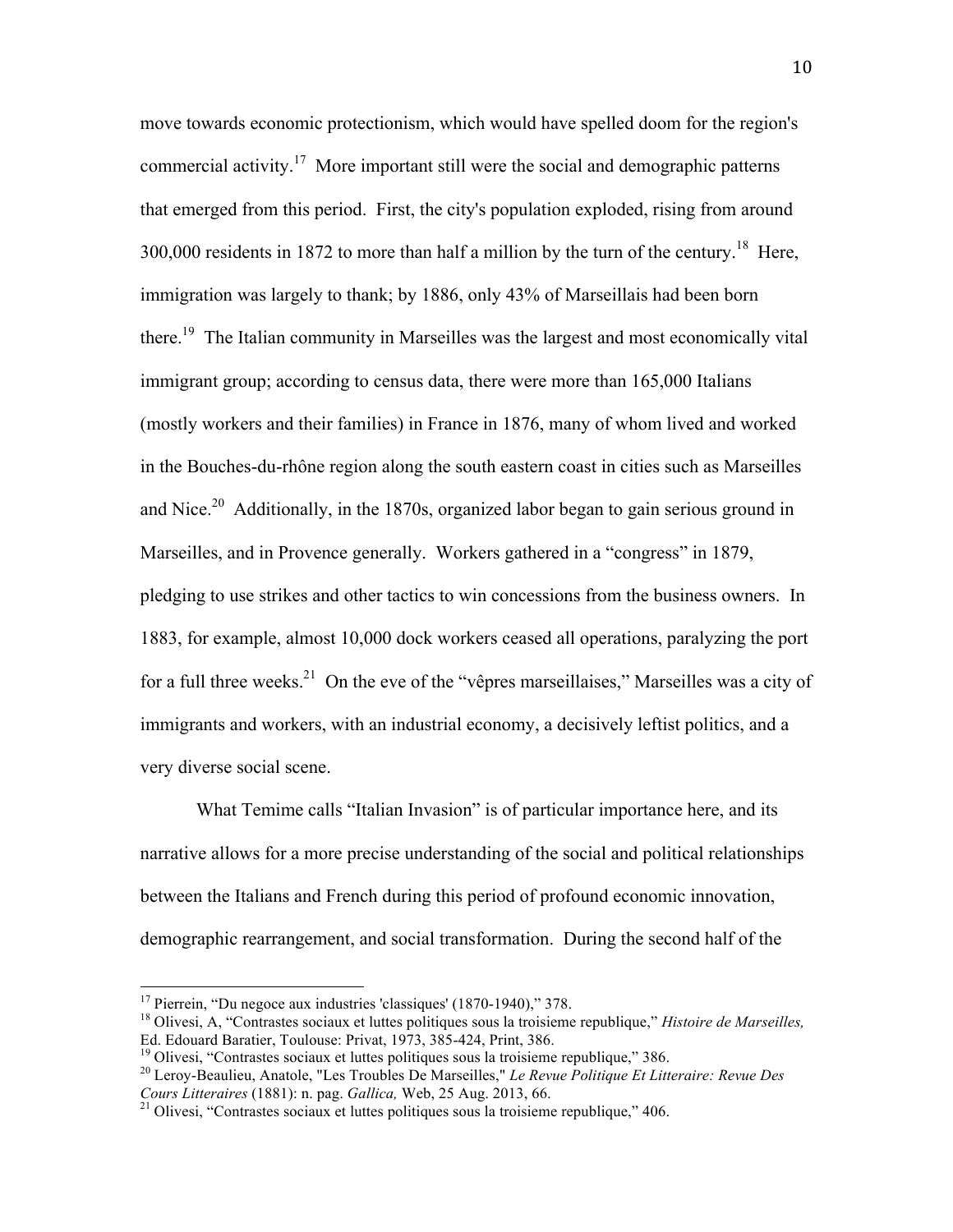move towards economic protectionism, which would have spelled doom for the region's commercial activity.[17] More important still were the social and demographic patterns that emerged from this period. First, the city's population exploded, rising from around 300,000 residents in 1872 to more than half a million by the turn of the century.[18] Here, immigration was largely to thank; by 1886, only 43% of Marseillais had been born there.[19] The Italian community in Marseilles was the largest and most economically vital immigrant group; according to census data, there were more than 165,000 Italians (mostly workers and their families) in France in 1876, many of whom lived and worked in the Bouches-du-rhône region along the south eastern coast in cities such as Marseilles and Nice.[20] Additionally, in the 1870s, organized labor began to gain serious ground in Marseilles, and in Provence generally. Workers gathered in a "congress" in 1879, pledging to use strikes and other tactics to win concessions from the business owners. In 1883, for example, almost 10,000 dock workers ceased all operations, paralyzing the port for a full three weeks.[21] On the eve of the "vêpres marseillaises," Marseilles was a city of immigrants and workers, with an industrial economy, a decisively leftist politics, and a very diverse social scene.

What Temime calls "Italian Invasion" is of particular importance here, and its narrative allows for a more precise understanding of the social and political relationships between the Italians and French during this period of profound economic innovation, demographic rearrangement, and social transformation. During the second half of the

---

[17] Pierrein, "Du negoce aux industries 'classiques' (1870-1940)," 378.

[18] Olivesi, A, "Contrastes sociaux et luttes politiques sous la troisieme republique," *Histoire de Marseilles,* Ed. Edouard Baratier, Toulouse: Privat, 1973, 385-424, Print, 386.

[19] Olivesi, "Contrastes sociaux et luttes politiques sous la troisieme republique," 386.

[20] Leroy-Beaulieu, Anatole, "Les Troubles De Marseilles," *Le Revue Politique Et Litteraire: Revue Des Cours Litteraires* (1881): n. pag. *Gallica,* Web, 25 Aug. 2013, 66.

[21] Olivesi, "Contrastes sociaux et luttes politiques sous la troisieme republique," 406.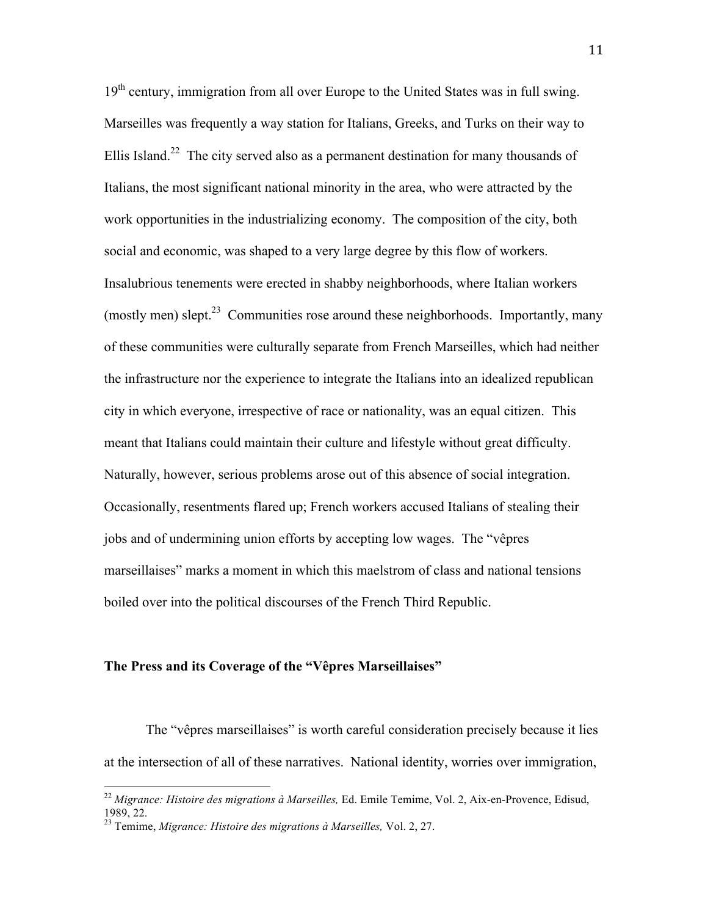19th century, immigration from all over Europe to the United States was in full swing. Marseilles was frequently a way station for Italians, Greeks, and Turks on their way to Ellis Island.[22] The city served also as a permanent destination for many thousands of Italians, the most significant national minority in the area, who were attracted by the work opportunities in the industrializing economy. The composition of the city, both social and economic, was shaped to a very large degree by this flow of workers. Insalubrious tenements were erected in shabby neighborhoods, where Italian workers (mostly men) slept.[23] Communities rose around these neighborhoods. Importantly, many of these communities were culturally separate from French Marseilles, which had neither the infrastructure nor the experience to integrate the Italians into an idealized republican city in which everyone, irrespective of race or nationality, was an equal citizen. This meant that Italians could maintain their culture and lifestyle without great difficulty. Naturally, however, serious problems arose out of this absence of social integration. Occasionally, resentments flared up; French workers accused Italians of stealing their jobs and of undermining union efforts by accepting low wages. The "vêpres marseillaises" marks a moment in which this maelstrom of class and national tensions boiled over into the political discourses of the French Third Republic.

### The Press and its Coverage of the "Vêpres Marseillaises"

The "vêpres marseillaises" is worth careful consideration precisely because it lies at the intersection of all of these narratives. National identity, worries over immigration,

---

[22] *Migrance: Histoire des migrations à Marseilles,* Ed. Emile Temime, Vol. 2, Aix-en-Provence, Edisud, 1989, 22.

[23] Temime, *Migrance: Histoire des migrations à Marseilles,* Vol. 2, 27.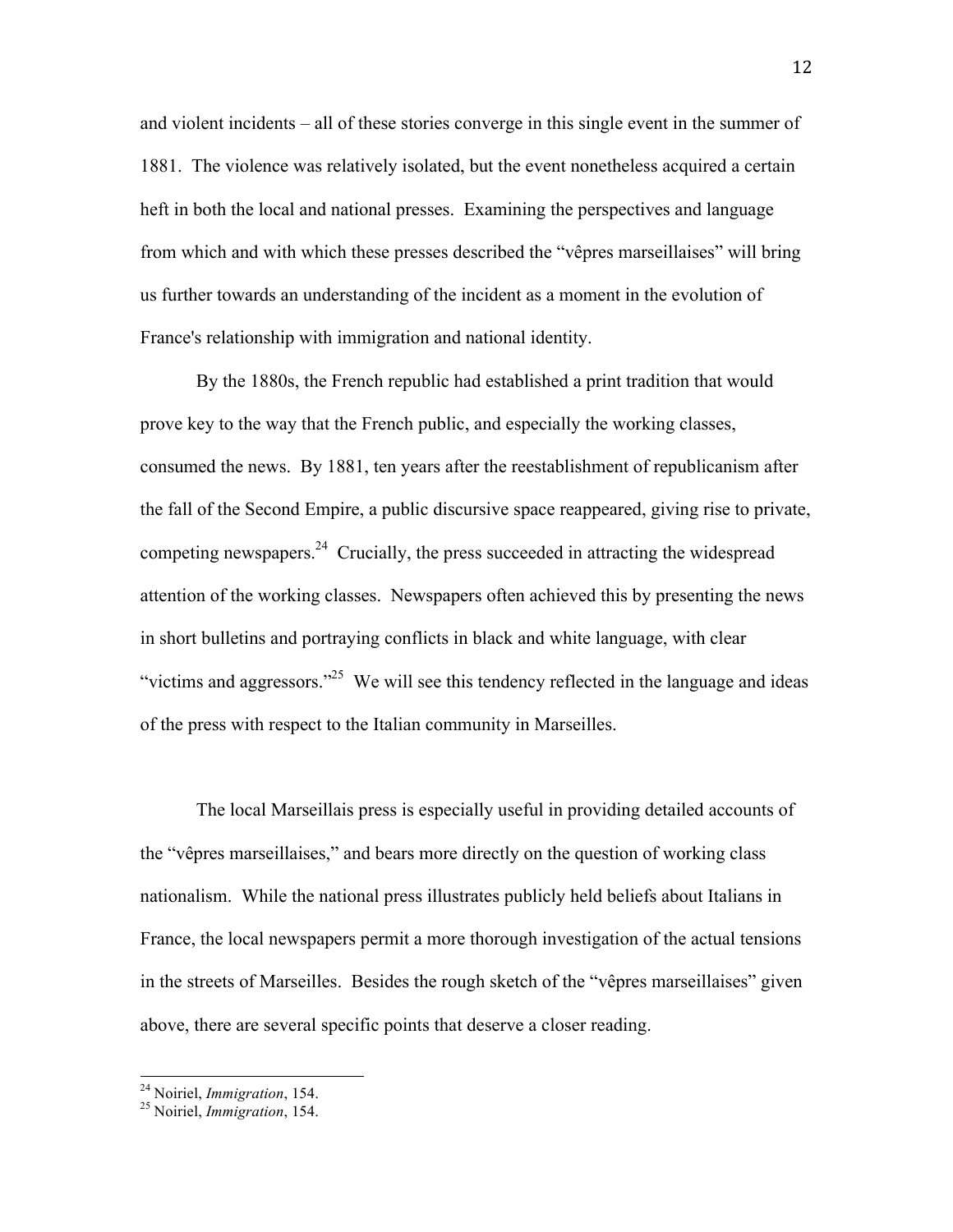and violent incidents – all of these stories converge in this single event in the summer of 1881. The violence was relatively isolated, but the event nonetheless acquired a certain heft in both the local and national presses. Examining the perspectives and language from which and with which these presses described the "vêpres marseillaises" will bring us further towards an understanding of the incident as a moment in the evolution of France's relationship with immigration and national identity.

By the 1880s, the French republic had established a print tradition that would prove key to the way that the French public, and especially the working classes, consumed the news. By 1881, ten years after the reestablishment of republicanism after the fall of the Second Empire, a public discursive space reappeared, giving rise to private, competing newspapers.[24] Crucially, the press succeeded in attracting the widespread attention of the working classes. Newspapers often achieved this by presenting the news in short bulletins and portraying conflicts in black and white language, with clear "victims and aggressors."[25] We will see this tendency reflected in the language and ideas of the press with respect to the Italian community in Marseilles.

The local Marseillais press is especially useful in providing detailed accounts of the "vêpres marseillaises," and bears more directly on the question of working class nationalism. While the national press illustrates publicly held beliefs about Italians in France, the local newspapers permit a more thorough investigation of the actual tensions in the streets of Marseilles. Besides the rough sketch of the "vêpres marseillaises" given above, there are several specific points that deserve a closer reading.

---

[24] Noiriel, *Immigration*, 154.

[25] Noiriel, *Immigration*, 154.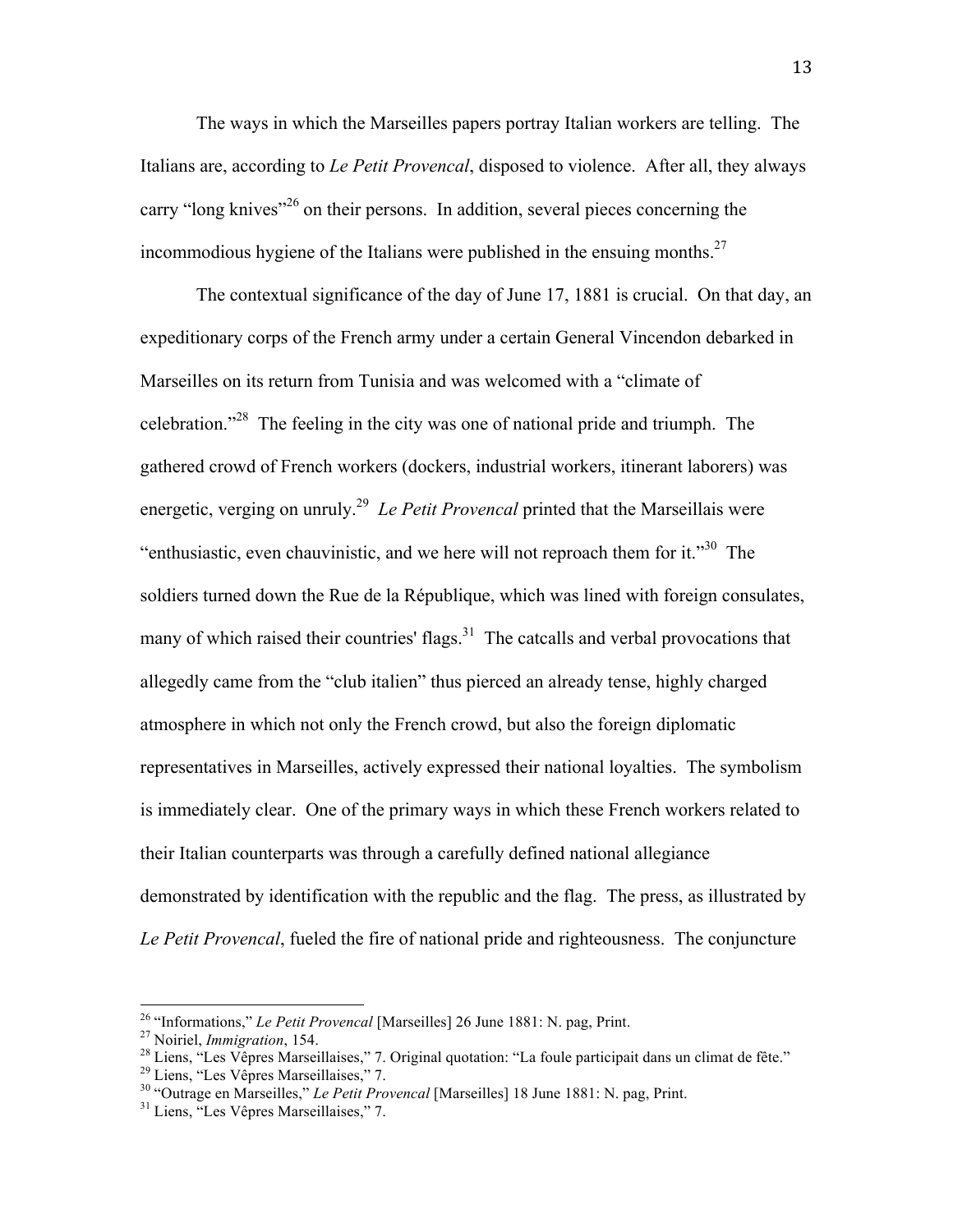The ways in which the Marseilles papers portray Italian workers are telling. The Italians are, according to *Le Petit Provencal*, disposed to violence. After all, they always carry "long knives"[26] on their persons. In addition, several pieces concerning the incommodious hygiene of the Italians were published in the ensuing months.[27]

The contextual significance of the day of June 17, 1881 is crucial. On that day, an expeditionary corps of the French army under a certain General Vincendon debarked in Marseilles on its return from Tunisia and was welcomed with a "climate of celebration."[28] The feeling in the city was one of national pride and triumph. The gathered crowd of French workers (dockers, industrial workers, itinerant laborers) was energetic, verging on unruly.[29] *Le Petit Provencal* printed that the Marseillais were "enthusiastic, even chauvinistic, and we here will not reproach them for it."[30] The soldiers turned down the Rue de la République, which was lined with foreign consulates, many of which raised their countries' flags.[31] The catcalls and verbal provocations that allegedly came from the "club italien" thus pierced an already tense, highly charged atmosphere in which not only the French crowd, but also the foreign diplomatic representatives in Marseilles, actively expressed their national loyalties. The symbolism is immediately clear. One of the primary ways in which these French workers related to their Italian counterparts was through a carefully defined national allegiance demonstrated by identification with the republic and the flag. The press, as illustrated by *Le Petit Provencal*, fueled the fire of national pride and righteousness. The conjuncture

---

[26] "Informations," *Le Petit Provencal* [Marseilles] 26 June 1881: N. pag, Print.

[27] Noiriel, *Immigration*, 154.

[28] Liens, "Les Vêpres Marseillaises," 7. Original quotation: "La foule participait dans un climat de fête."

[29] Liens, "Les Vêpres Marseillaises," 7.

[30] "Outrage en Marseilles," *Le Petit Provencal* [Marseilles] 18 June 1881: N. pag, Print.

[31] Liens, "Les Vêpres Marseillaises," 7.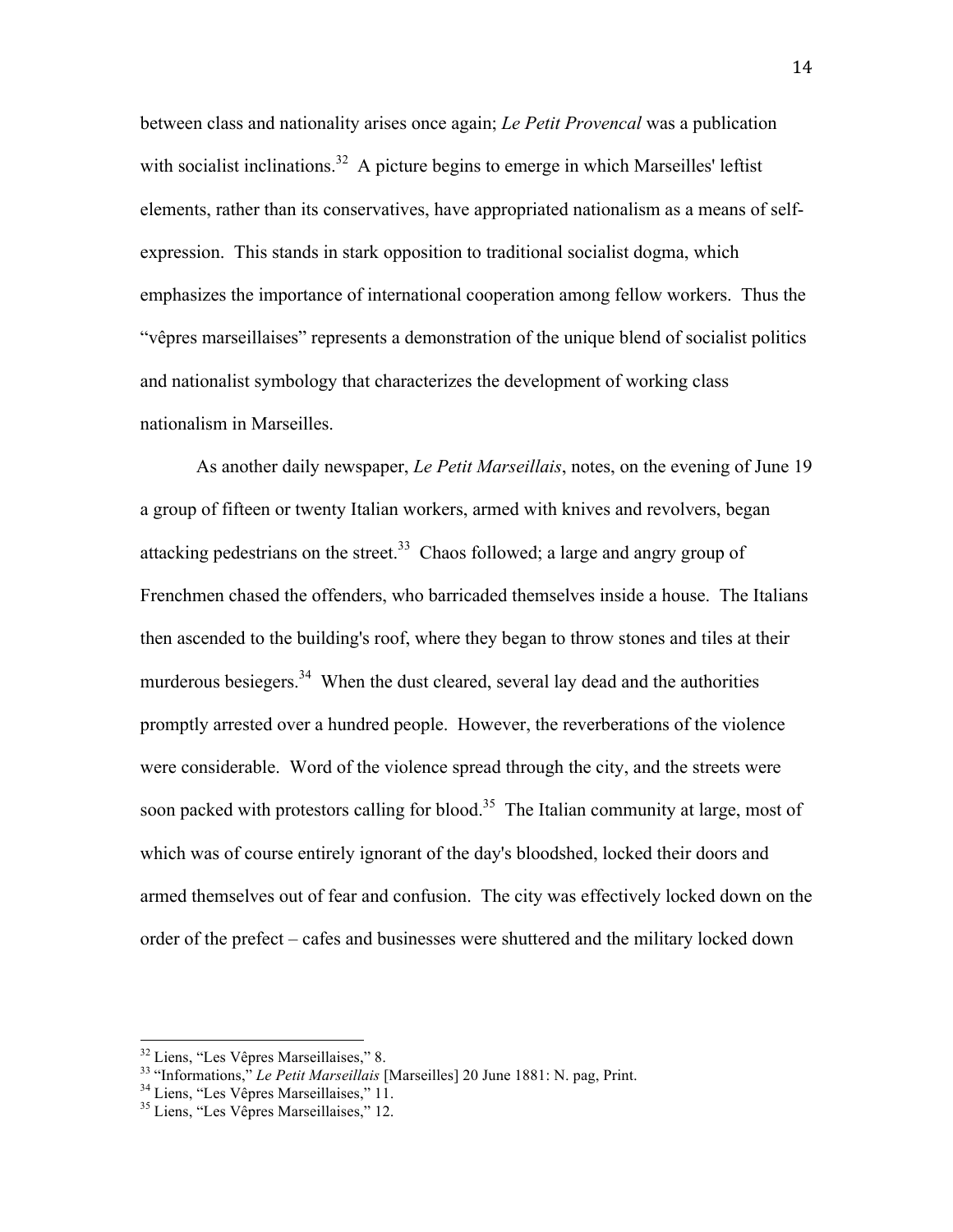between class and nationality arises once again; *Le Petit Provencal* was a publication with socialist inclinations.[32] A picture begins to emerge in which Marseilles' leftist elements, rather than its conservatives, have appropriated nationalism as a means of self-expression. This stands in stark opposition to traditional socialist dogma, which emphasizes the importance of international cooperation among fellow workers. Thus the "vêpres marseillaises" represents a demonstration of the unique blend of socialist politics and nationalist symbology that characterizes the development of working class nationalism in Marseilles.

As another daily newspaper, *Le Petit Marseillais*, notes, on the evening of June 19 a group of fifteen or twenty Italian workers, armed with knives and revolvers, began attacking pedestrians on the street.[33] Chaos followed; a large and angry group of Frenchmen chased the offenders, who barricaded themselves inside a house. The Italians then ascended to the building's roof, where they began to throw stones and tiles at their murderous besiegers.[34] When the dust cleared, several lay dead and the authorities promptly arrested over a hundred people. However, the reverberations of the violence were considerable. Word of the violence spread through the city, and the streets were soon packed with protestors calling for blood.[35] The Italian community at large, most of which was of course entirely ignorant of the day's bloodshed, locked their doors and armed themselves out of fear and confusion. The city was effectively locked down on the order of the prefect – cafes and businesses were shuttered and the military locked down

---

[32] Liens, "Les Vêpres Marseillaises," 8.

[33] "Informations," *Le Petit Marseillais* [Marseilles] 20 June 1881: N. pag, Print.

[34] Liens, "Les Vêpres Marseillaises," 11.

[35] Liens, "Les Vêpres Marseillaises," 12.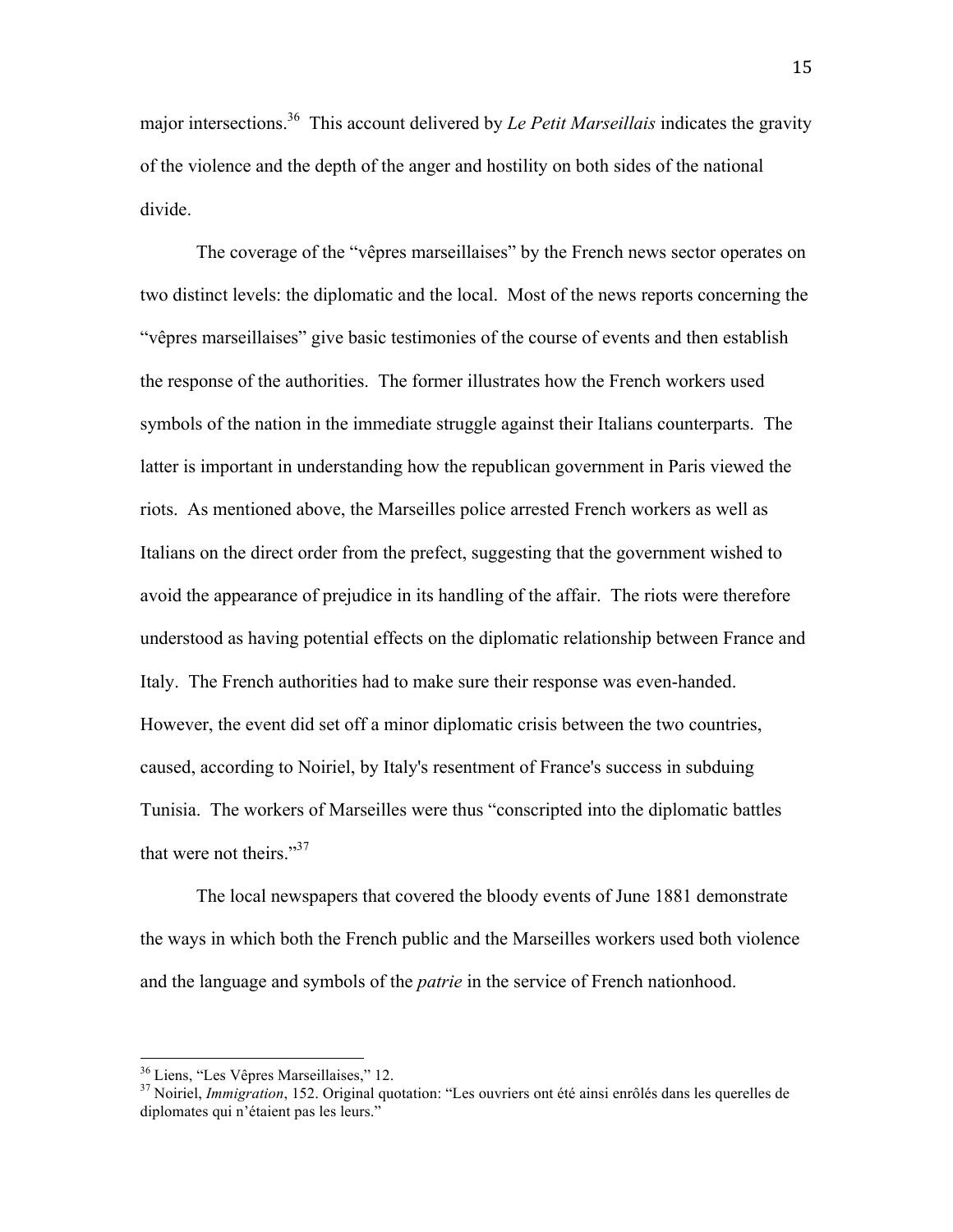major intersections.[36] This account delivered by *Le Petit Marseillais* indicates the gravity of the violence and the depth of the anger and hostility on both sides of the national divide.

The coverage of the "vêpres marseillaises" by the French news sector operates on two distinct levels: the diplomatic and the local. Most of the news reports concerning the "vêpres marseillaises" give basic testimonies of the course of events and then establish the response of the authorities. The former illustrates how the French workers used symbols of the nation in the immediate struggle against their Italians counterparts. The latter is important in understanding how the republican government in Paris viewed the riots. As mentioned above, the Marseilles police arrested French workers as well as Italians on the direct order from the prefect, suggesting that the government wished to avoid the appearance of prejudice in its handling of the affair. The riots were therefore understood as having potential effects on the diplomatic relationship between France and Italy. The French authorities had to make sure their response was even-handed. However, the event did set off a minor diplomatic crisis between the two countries, caused, according to Noiriel, by Italy's resentment of France's success in subduing Tunisia. The workers of Marseilles were thus "conscripted into the diplomatic battles that were not theirs."[37]

The local newspapers that covered the bloody events of June 1881 demonstrate the ways in which both the French public and the Marseilles workers used both violence and the language and symbols of the *patrie* in the service of French nationhood.

---

[36] Liens, "Les Vêpres Marseillaises," 12.

[37] Noiriel, *Immigration*, 152. Original quotation: "Les ouvriers ont été ainsi enrôlés dans les querelles de diplomates qui n'étaient pas les leurs."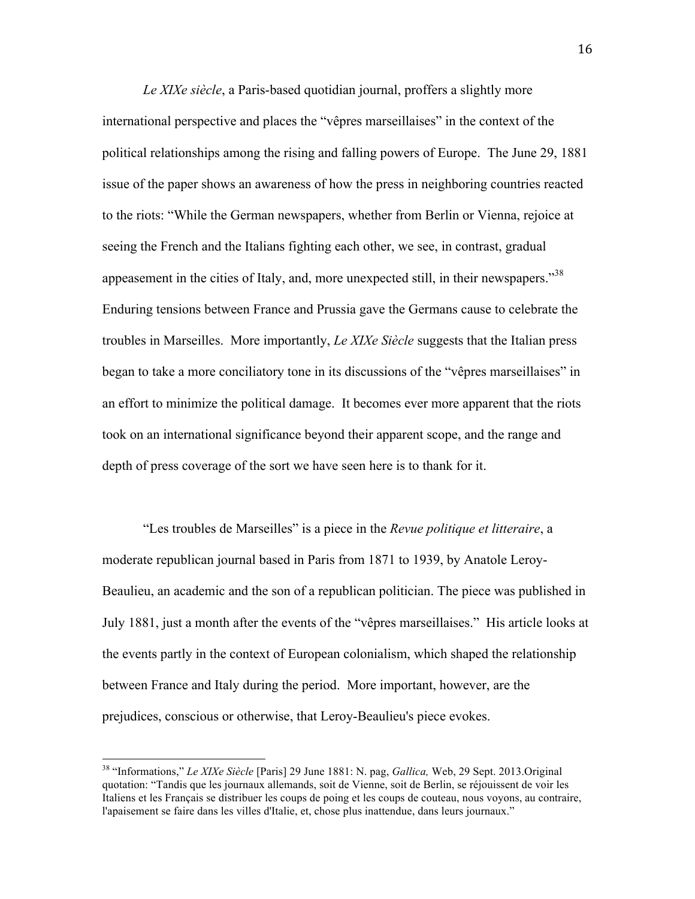*Le XIXe siècle*, a Paris-based quotidian journal, proffers a slightly more international perspective and places the "vêpres marseillaises" in the context of the political relationships among the rising and falling powers of Europe. The June 29, 1881 issue of the paper shows an awareness of how the press in neighboring countries reacted to the riots: "While the German newspapers, whether from Berlin or Vienna, rejoice at seeing the French and the Italians fighting each other, we see, in contrast, gradual appeasement in the cities of Italy, and, more unexpected still, in their newspapers."[38] Enduring tensions between France and Prussia gave the Germans cause to celebrate the troubles in Marseilles. More importantly, *Le XIXe Siècle* suggests that the Italian press began to take a more conciliatory tone in its discussions of the "vêpres marseillaises" in an effort to minimize the political damage. It becomes ever more apparent that the riots took on an international significance beyond their apparent scope, and the range and depth of press coverage of the sort we have seen here is to thank for it.

"Les troubles de Marseilles" is a piece in the *Revue politique et litteraire*, a moderate republican journal based in Paris from 1871 to 1939, by Anatole Leroy-Beaulieu, an academic and the son of a republican politician. The piece was published in July 1881, just a month after the events of the "vêpres marseillaises." His article looks at the events partly in the context of European colonialism, which shaped the relationship between France and Italy during the period. More important, however, are the prejudices, conscious or otherwise, that Leroy-Beaulieu's piece evokes.

---

[38] "Informations," *Le XIXe Siècle* [Paris] 29 June 1881: N. pag, *Gallica,* Web, 29 Sept. 2013.Original quotation: "Tandis que les journaux allemands, soit de Vienne, soit de Berlin, se réjouissent de voir les Italiens et les Français se distribuer les coups de poing et les coups de couteau, nous voyons, au contraire, l'apaisement se faire dans les villes d'Italie, et, chose plus inattendue, dans leurs journaux."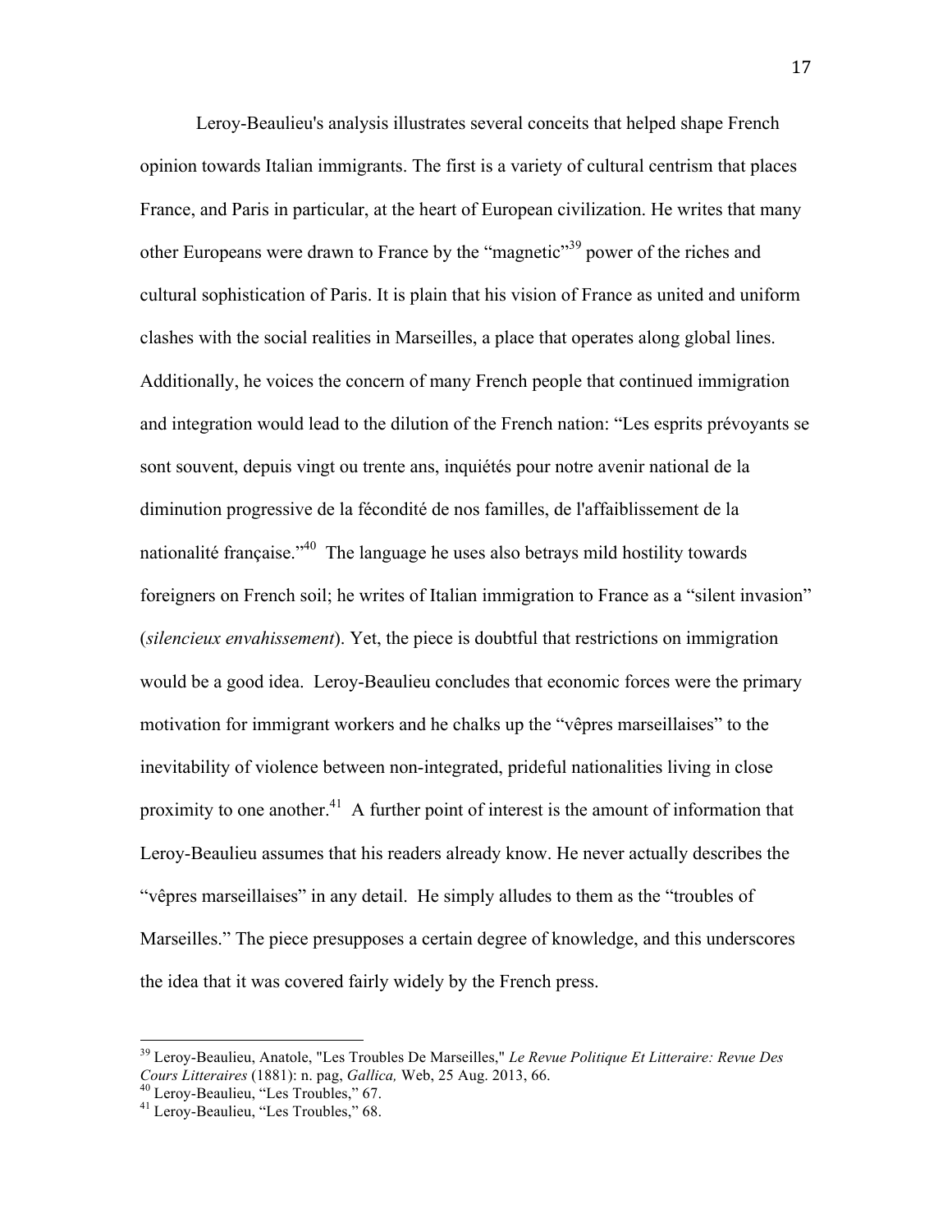Leroy-Beaulieu's analysis illustrates several conceits that helped shape French opinion towards Italian immigrants. The first is a variety of cultural centrism that places France, and Paris in particular, at the heart of European civilization. He writes that many other Europeans were drawn to France by the "magnetic"[39] power of the riches and cultural sophistication of Paris. It is plain that his vision of France as united and uniform clashes with the social realities in Marseilles, a place that operates along global lines. Additionally, he voices the concern of many French people that continued immigration and integration would lead to the dilution of the French nation: "Les esprits prévoyants se sont souvent, depuis vingt ou trente ans, inquiétés pour notre avenir national de la diminution progressive de la fécondité de nos familles, de l'affaiblissement de la nationalité française."[40] The language he uses also betrays mild hostility towards foreigners on French soil; he writes of Italian immigration to France as a "silent invasion" (*silencieux envahissement*). Yet, the piece is doubtful that restrictions on immigration would be a good idea. Leroy-Beaulieu concludes that economic forces were the primary motivation for immigrant workers and he chalks up the "vêpres marseillaises" to the inevitability of violence between non-integrated, prideful nationalities living in close proximity to one another.[41] A further point of interest is the amount of information that Leroy-Beaulieu assumes that his readers already know. He never actually describes the "vêpres marseillaises" in any detail. He simply alludes to them as the "troubles of Marseilles." The piece presupposes a certain degree of knowledge, and this underscores the idea that it was covered fairly widely by the French press.

---

[39] Leroy-Beaulieu, Anatole, "Les Troubles De Marseilles," *Le Revue Politique Et Litteraire: Revue Des Cours Litteraires* (1881): n. pag, *Gallica,* Web, 25 Aug. 2013, 66.

[40] Leroy-Beaulieu, "Les Troubles," 67.

[41] Leroy-Beaulieu, "Les Troubles," 68.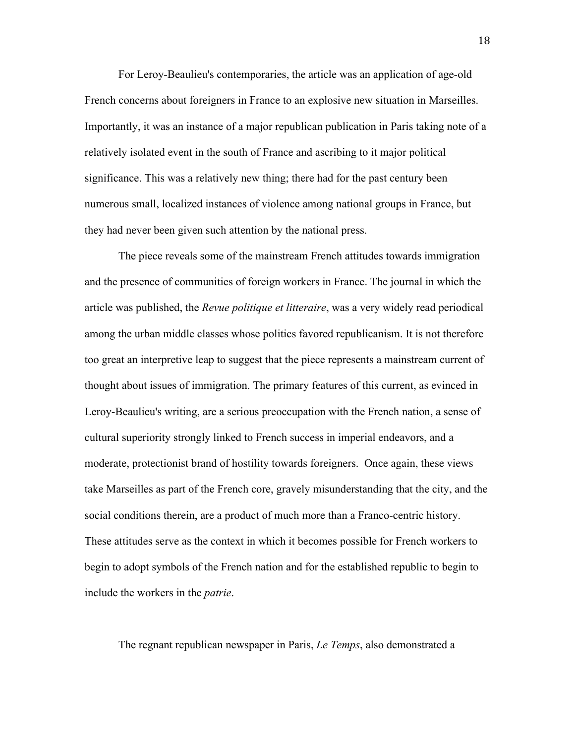For Leroy-Beaulieu's contemporaries, the article was an application of age-old French concerns about foreigners in France to an explosive new situation in Marseilles. Importantly, it was an instance of a major republican publication in Paris taking note of a relatively isolated event in the south of France and ascribing to it major political significance. This was a relatively new thing; there had for the past century been numerous small, localized instances of violence among national groups in France, but they had never been given such attention by the national press.

The piece reveals some of the mainstream French attitudes towards immigration and the presence of communities of foreign workers in France. The journal in which the article was published, the *Revue politique et litteraire*, was a very widely read periodical among the urban middle classes whose politics favored republicanism. It is not therefore too great an interpretive leap to suggest that the piece represents a mainstream current of thought about issues of immigration. The primary features of this current, as evinced in Leroy-Beaulieu's writing, are a serious preoccupation with the French nation, a sense of cultural superiority strongly linked to French success in imperial endeavors, and a moderate, protectionist brand of hostility towards foreigners. Once again, these views take Marseilles as part of the French core, gravely misunderstanding that the city, and the social conditions therein, are a product of much more than a Franco-centric history. These attitudes serve as the context in which it becomes possible for French workers to begin to adopt symbols of the French nation and for the established republic to begin to include the workers in the *patrie*.

The regnant republican newspaper in Paris, *Le Temps*, also demonstrated a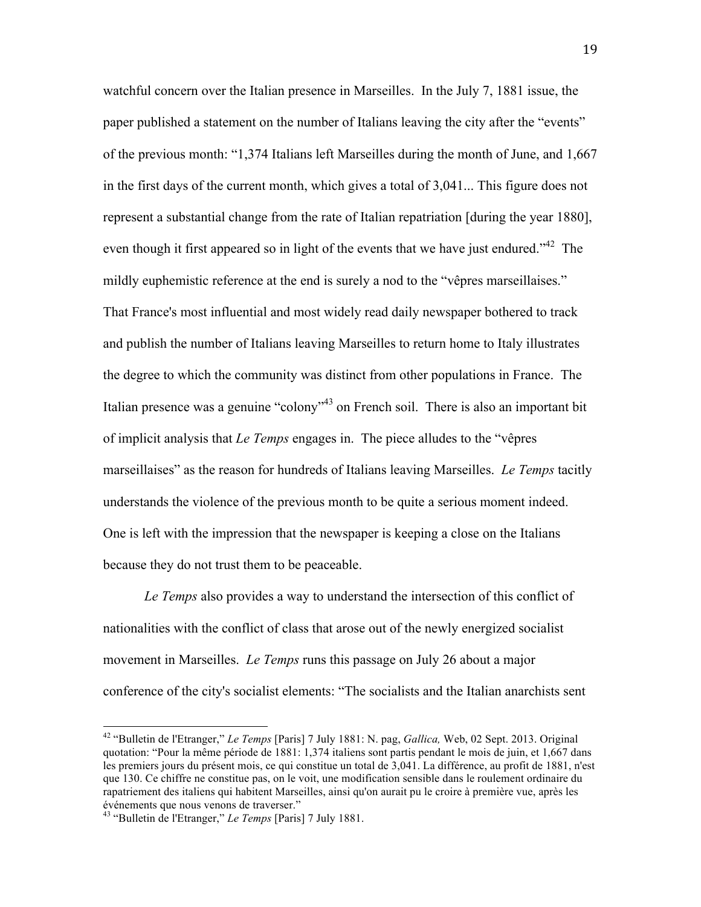watchful concern over the Italian presence in Marseilles. In the July 7, 1881 issue, the paper published a statement on the number of Italians leaving the city after the "events" of the previous month: "1,374 Italians left Marseilles during the month of June, and 1,667 in the first days of the current month, which gives a total of 3,041... This figure does not represent a substantial change from the rate of Italian repatriation [during the year 1880], even though it first appeared so in light of the events that we have just endured."[42] The mildly euphemistic reference at the end is surely a nod to the "vêpres marseillaises." That France's most influential and most widely read daily newspaper bothered to track and publish the number of Italians leaving Marseilles to return home to Italy illustrates the degree to which the community was distinct from other populations in France. The Italian presence was a genuine "colony"[43] on French soil. There is also an important bit of implicit analysis that *Le Temps* engages in. The piece alludes to the "vêpres marseillaises" as the reason for hundreds of Italians leaving Marseilles. *Le Temps* tacitly understands the violence of the previous month to be quite a serious moment indeed. One is left with the impression that the newspaper is keeping a close on the Italians because they do not trust them to be peaceable.

*Le Temps* also provides a way to understand the intersection of this conflict of nationalities with the conflict of class that arose out of the newly energized socialist movement in Marseilles. *Le Temps* runs this passage on July 26 about a major conference of the city's socialist elements: "The socialists and the Italian anarchists sent

---

[42] "Bulletin de l'Etranger," *Le Temps* [Paris] 7 July 1881: N. pag, *Gallica,* Web, 02 Sept. 2013. Original quotation: "Pour la même période de 1881: 1,374 italiens sont partis pendant le mois de juin, et 1,667 dans les premiers jours du présent mois, ce qui constitue un total de 3,041. La différence, au profit de 1881, n'est que 130. Ce chiffre ne constitue pas, on le voit, une modification sensible dans le roulement ordinaire du rapatriement des italiens qui habitent Marseilles, ainsi qu'on aurait pu le croire à première vue, après les événements que nous venons de traverser."

[43] "Bulletin de l'Etranger," *Le Temps* [Paris] 7 July 1881.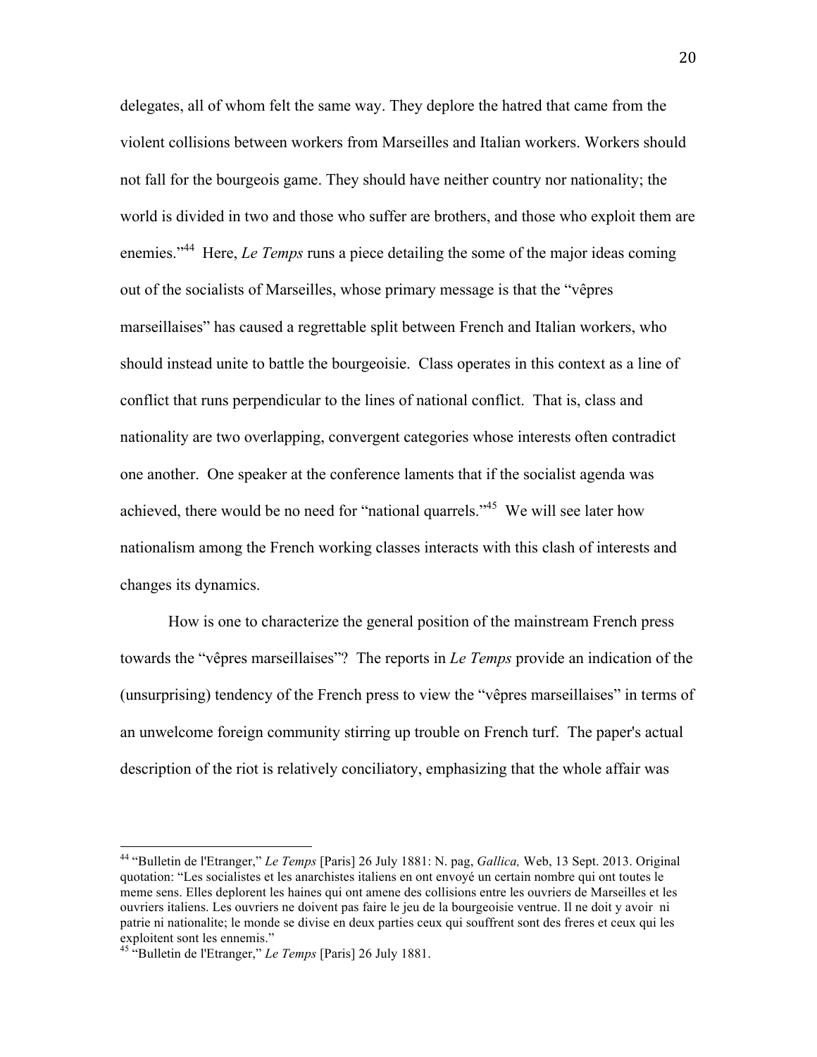delegates, all of whom felt the same way. They deplore the hatred that came from the violent collisions between workers from Marseilles and Italian workers. Workers should not fall for the bourgeois game. They should have neither country nor nationality; the world is divided in two and those who suffer are brothers, and those who exploit them are enemies."[44] Here, *Le Temps* runs a piece detailing the some of the major ideas coming out of the socialists of Marseilles, whose primary message is that the "vêpres marseillaises" has caused a regrettable split between French and Italian workers, who should instead unite to battle the bourgeoisie. Class operates in this context as a line of conflict that runs perpendicular to the lines of national conflict. That is, class and nationality are two overlapping, convergent categories whose interests often contradict one another. One speaker at the conference laments that if the socialist agenda was achieved, there would be no need for "national quarrels."[45] We will see later how nationalism among the French working classes interacts with this clash of interests and changes its dynamics.

How is one to characterize the general position of the mainstream French press towards the "vêpres marseillaises"? The reports in *Le Temps* provide an indication of the (unsurprising) tendency of the French press to view the "vêpres marseillaises" in terms of an unwelcome foreign community stirring up trouble on French turf. The paper's actual description of the riot is relatively conciliatory, emphasizing that the whole affair was

---

[44] "Bulletin de l'Etranger," *Le Temps* [Paris] 26 July 1881: N. pag, *Gallica,* Web, 13 Sept. 2013. Original quotation: "Les socialistes et les anarchistes italiens en ont envoyé un certain nombre qui ont toutes le meme sens. Elles deplorent les haines qui ont amene des collisions entre les ouvriers de Marseilles et les ouvriers italiens. Les ouvriers ne doivent pas faire le jeu de la bourgeoisie ventrue. Il ne doit y avoir ni patrie ni nationalite; le monde se divise en deux parties ceux qui souffrent sont des freres et ceux qui les exploitent sont les ennemis."

[45] "Bulletin de l'Etranger," *Le Temps* [Paris] 26 July 1881.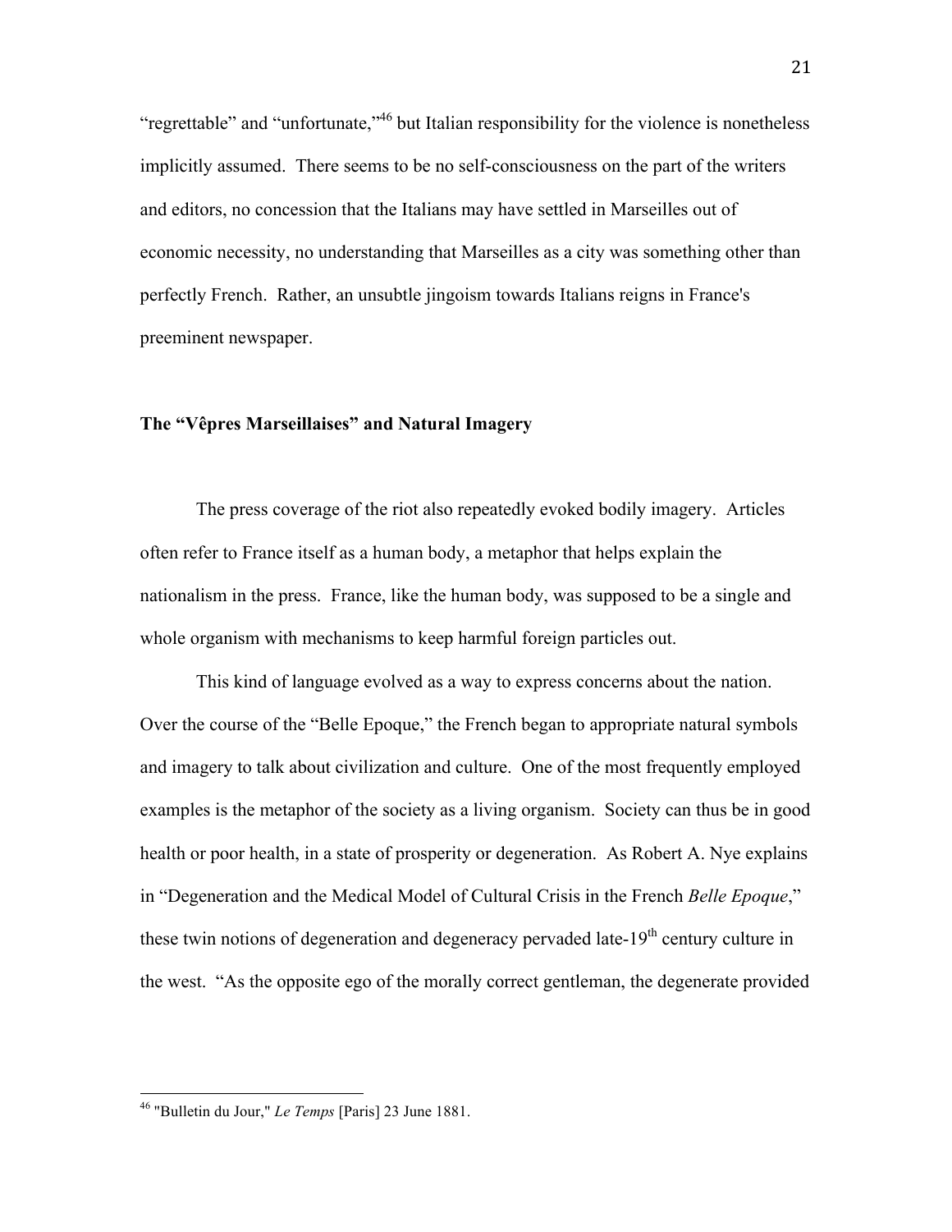"regrettable" and "unfortunate,"[46] but Italian responsibility for the violence is nonetheless implicitly assumed. There seems to be no self-consciousness on the part of the writers and editors, no concession that the Italians may have settled in Marseilles out of economic necessity, no understanding that Marseilles as a city was something other than perfectly French. Rather, an unsubtle jingoism towards Italians reigns in France's preeminent newspaper.

### The "Vêpres Marseillaises" and Natural Imagery

The press coverage of the riot also repeatedly evoked bodily imagery. Articles often refer to France itself as a human body, a metaphor that helps explain the nationalism in the press. France, like the human body, was supposed to be a single and whole organism with mechanisms to keep harmful foreign particles out.

This kind of language evolved as a way to express concerns about the nation. Over the course of the "Belle Epoque," the French began to appropriate natural symbols and imagery to talk about civilization and culture. One of the most frequently employed examples is the metaphor of the society as a living organism. Society can thus be in good health or poor health, in a state of prosperity or degeneration. As Robert A. Nye explains in "Degeneration and the Medical Model of Cultural Crisis in the French *Belle Epoque*," these twin notions of degeneration and degeneracy pervaded late-19th century culture in the west. "As the opposite ego of the morally correct gentleman, the degenerate provided

[46] "Bulletin du Jour," *Le Temps* [Paris] 23 June 1881.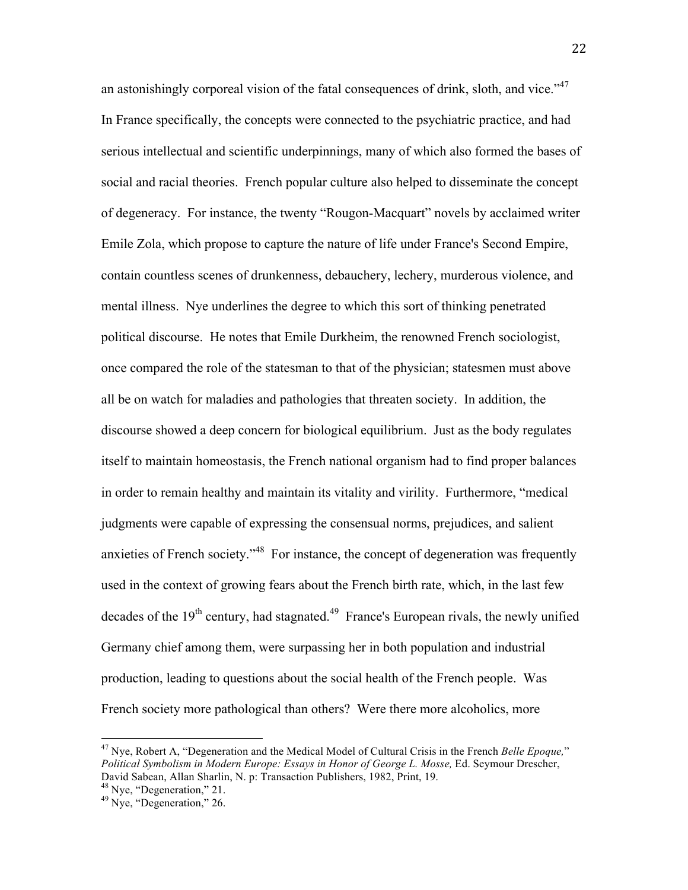an astonishingly corporeal vision of the fatal consequences of drink, sloth, and vice."[47] In France specifically, the concepts were connected to the psychiatric practice, and had serious intellectual and scientific underpinnings, many of which also formed the bases of social and racial theories. French popular culture also helped to disseminate the concept of degeneracy. For instance, the twenty "Rougon-Macquart" novels by acclaimed writer Emile Zola, which propose to capture the nature of life under France's Second Empire, contain countless scenes of drunkenness, debauchery, lechery, murderous violence, and mental illness. Nye underlines the degree to which this sort of thinking penetrated political discourse. He notes that Emile Durkheim, the renowned French sociologist, once compared the role of the statesman to that of the physician; statesmen must above all be on watch for maladies and pathologies that threaten society. In addition, the discourse showed a deep concern for biological equilibrium. Just as the body regulates itself to maintain homeostasis, the French national organism had to find proper balances in order to remain healthy and maintain its vitality and virility. Furthermore, "medical judgments were capable of expressing the consensual norms, prejudices, and salient anxieties of French society."[48] For instance, the concept of degeneration was frequently used in the context of growing fears about the French birth rate, which, in the last few decades of the 19th century, had stagnated.[49] France's European rivals, the newly unified Germany chief among them, were surpassing her in both population and industrial production, leading to questions about the social health of the French people. Was French society more pathological than others? Were there more alcoholics, more

---

[47] Nye, Robert A, "Degeneration and the Medical Model of Cultural Crisis in the French *Belle Epoque,*" *Political Symbolism in Modern Europe: Essays in Honor of George L. Mosse,* Ed. Seymour Drescher, David Sabean, Allan Sharlin, N. p: Transaction Publishers, 1982, Print, 19.

[48] Nye, "Degeneration," 21.

[49] Nye, "Degeneration," 26.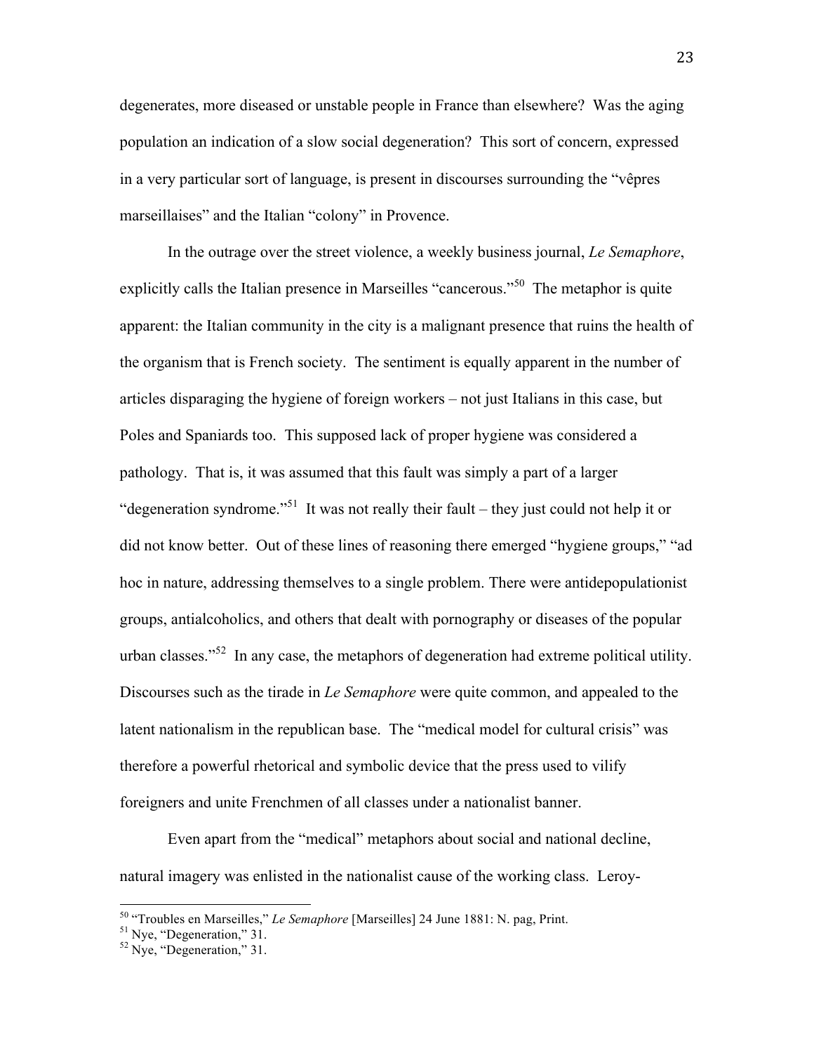degenerates, more diseased or unstable people in France than elsewhere? Was the aging population an indication of a slow social degeneration? This sort of concern, expressed in a very particular sort of language, is present in discourses surrounding the "vêpres marseillaises" and the Italian "colony" in Provence.

In the outrage over the street violence, a weekly business journal, *Le Semaphore*, explicitly calls the Italian presence in Marseilles "cancerous."[50] The metaphor is quite apparent: the Italian community in the city is a malignant presence that ruins the health of the organism that is French society. The sentiment is equally apparent in the number of articles disparaging the hygiene of foreign workers – not just Italians in this case, but Poles and Spaniards too. This supposed lack of proper hygiene was considered a pathology. That is, it was assumed that this fault was simply a part of a larger "degeneration syndrome."[51] It was not really their fault – they just could not help it or did not know better. Out of these lines of reasoning there emerged "hygiene groups," "ad hoc in nature, addressing themselves to a single problem. There were antidepopulationist groups, antialcoholics, and others that dealt with pornography or diseases of the popular urban classes."[52] In any case, the metaphors of degeneration had extreme political utility. Discourses such as the tirade in *Le Semaphore* were quite common, and appealed to the latent nationalism in the republican base. The "medical model for cultural crisis" was therefore a powerful rhetorical and symbolic device that the press used to vilify foreigners and unite Frenchmen of all classes under a nationalist banner.

Even apart from the "medical" metaphors about social and national decline, natural imagery was enlisted in the nationalist cause of the working class. Leroy-

---

[50] "Troubles en Marseilles," *Le Semaphore* [Marseilles] 24 June 1881: N. pag, Print.

[51] Nye, "Degeneration," 31.

[52] Nye, "Degeneration," 31.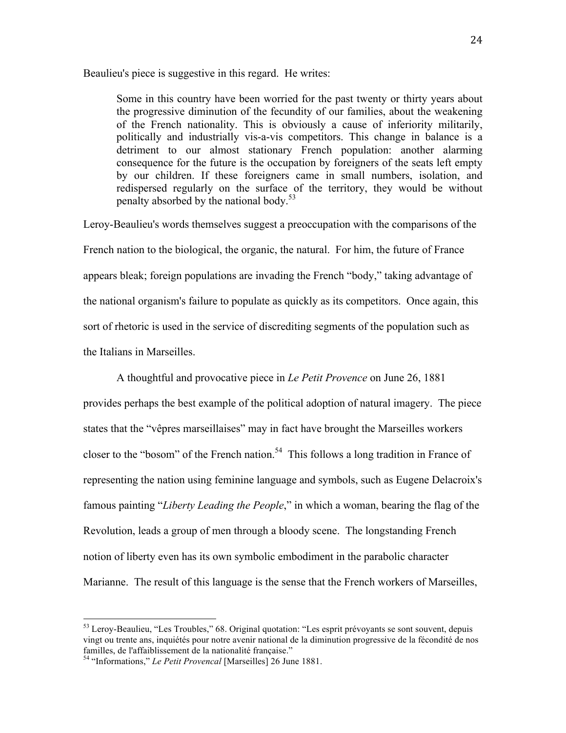Beaulieu's piece is suggestive in this regard. He writes:

> Some in this country have been worried for the past twenty or thirty years about the progressive diminution of the fecundity of our families, about the weakening of the French nationality. This is obviously a cause of inferiority militarily, politically and industrially vis-a-vis competitors. This change in balance is a detriment to our almost stationary French population: another alarming consequence for the future is the occupation by foreigners of the seats left empty by our children. If these foreigners came in small numbers, isolation, and redispersed regularly on the surface of the territory, they would be without penalty absorbed by the national body.[53]

Leroy-Beaulieu's words themselves suggest a preoccupation with the comparisons of the French nation to the biological, the organic, the natural. For him, the future of France appears bleak; foreign populations are invading the French "body," taking advantage of the national organism's failure to populate as quickly as its competitors. Once again, this sort of rhetoric is used in the service of discrediting segments of the population such as the Italians in Marseilles.

A thoughtful and provocative piece in *Le Petit Provence* on June 26, 1881 provides perhaps the best example of the political adoption of natural imagery. The piece states that the "vêpres marseillaises" may in fact have brought the Marseilles workers closer to the "bosom" of the French nation.[54] This follows a long tradition in France of representing the nation using feminine language and symbols, such as Eugene Delacroix's famous painting "*Liberty Leading the People*," in which a woman, bearing the flag of the Revolution, leads a group of men through a bloody scene. The longstanding French notion of liberty even has its own symbolic embodiment in the parabolic character Marianne. The result of this language is the sense that the French workers of Marseilles,

---

[53] Leroy-Beaulieu, "Les Troubles," 68. Original quotation: "Les esprit prévoyants se sont souvent, depuis vingt ou trente ans, inquiétés pour notre avenir national de la diminution progressive de la fécondité de nos familles, de l'affaiblissement de la nationalité française."

[54] "Informations," *Le Petit Provencal* [Marseilles] 26 June 1881.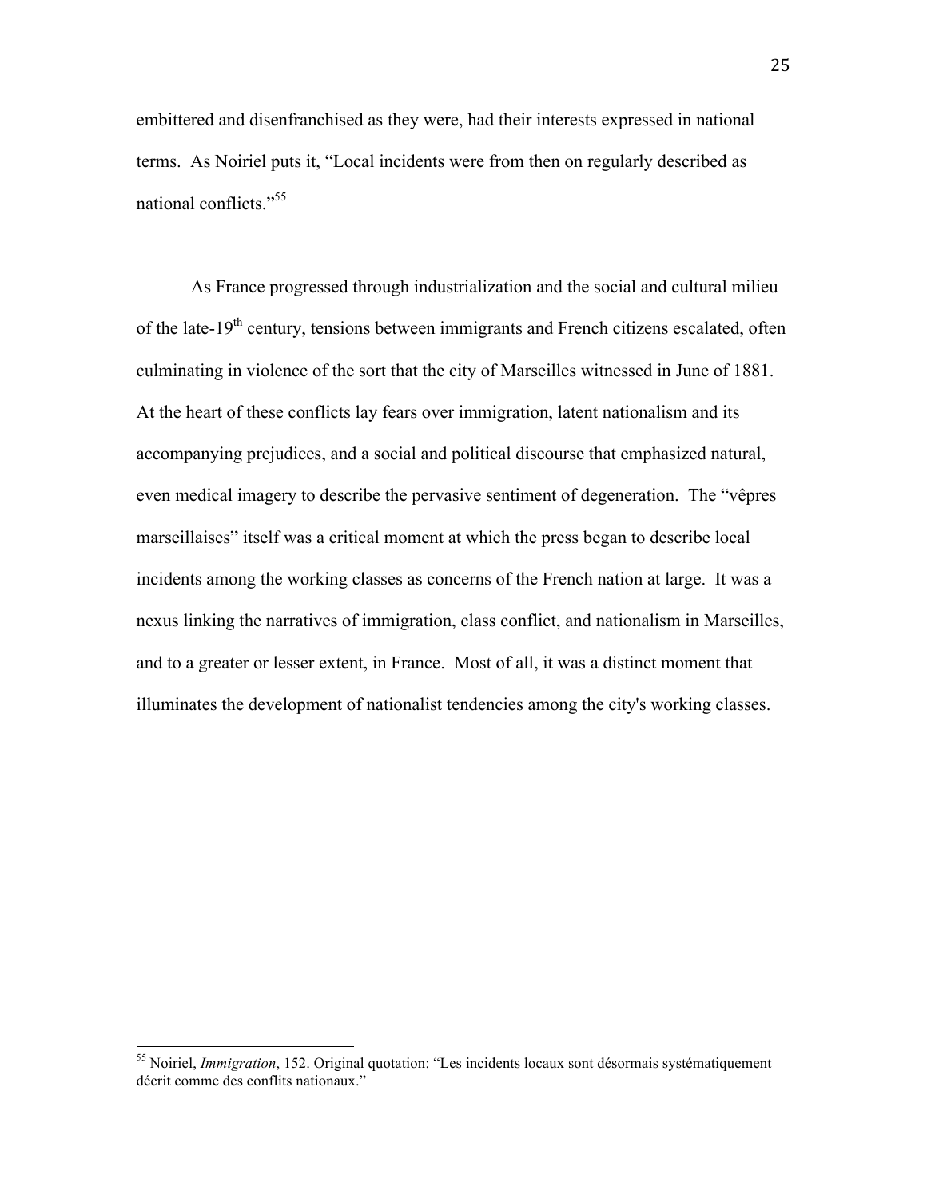embittered and disenfranchised as they were, had their interests expressed in national terms. As Noiriel puts it, "Local incidents were from then on regularly described as national conflicts."[55]

As France progressed through industrialization and the social and cultural milieu of the late-19th century, tensions between immigrants and French citizens escalated, often culminating in violence of the sort that the city of Marseilles witnessed in June of 1881. At the heart of these conflicts lay fears over immigration, latent nationalism and its accompanying prejudices, and a social and political discourse that emphasized natural, even medical imagery to describe the pervasive sentiment of degeneration. The "vêpres marseillaises" itself was a critical moment at which the press began to describe local incidents among the working classes as concerns of the French nation at large. It was a nexus linking the narratives of immigration, class conflict, and nationalism in Marseilles, and to a greater or lesser extent, in France. Most of all, it was a distinct moment that illuminates the development of nationalist tendencies among the city's working classes.

---

[55] Noiriel, *Immigration*, 152. Original quotation: "Les incidents locaux sont désormais systématiquement décrit comme des conflits nationaux."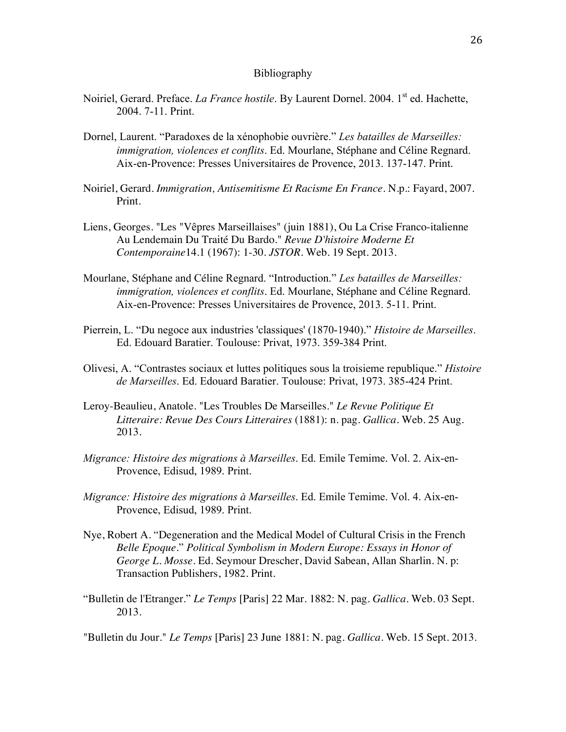# Bibliography

Noiriel, Gerard. Preface. *La France hostile*. By Laurent Dornel. 2004. 1st ed. Hachette, 2004. 7-11. Print.

Dornel, Laurent. "Paradoxes de la xénophobie ouvrière." *Les batailles de Marseilles: immigration, violences et conflits*. Ed. Mourlane, Stéphane and Céline Regnard. Aix-en-Provence: Presses Universitaires de Provence, 2013. 137-147. Print.

Noiriel, Gerard. *Immigration, Antisemitisme Et Racisme En France*. N.p.: Fayard, 2007. Print.

Liens, Georges. "Les "Vêpres Marseillaises" (juin 1881), Ou La Crise Franco-italienne Au Lendemain Du Traité Du Bardo." *Revue D'histoire Moderne Et Contemporaine*14.1 (1967): 1-30. *JSTOR*. Web. 19 Sept. 2013.

Mourlane, Stéphane and Céline Regnard. "Introduction." *Les batailles de Marseilles: immigration, violences et conflits*. Ed. Mourlane, Stéphane and Céline Regnard. Aix-en-Provence: Presses Universitaires de Provence, 2013. 5-11. Print.

Pierrein, L. "Du negoce aux industries 'classiques' (1870-1940)." *Histoire de Marseilles*. Ed. Edouard Baratier. Toulouse: Privat, 1973. 359-384 Print.

Olivesi, A. "Contrastes sociaux et luttes politiques sous la troisieme republique." *Histoire de Marseilles*. Ed. Edouard Baratier. Toulouse: Privat, 1973. 385-424 Print.

Leroy-Beaulieu, Anatole. "Les Troubles De Marseilles." *Le Revue Politique Et Litteraire: Revue Des Cours Litteraires* (1881): n. pag. *Gallica*. Web. 25 Aug. 2013.

*Migrance: Histoire des migrations à Marseilles*. Ed. Emile Temime. Vol. 2. Aix-en-Provence, Edisud, 1989. Print.

*Migrance: Histoire des migrations à Marseilles*. Ed. Emile Temime. Vol. 4. Aix-en-Provence, Edisud, 1989. Print.

Nye, Robert A. "Degeneration and the Medical Model of Cultural Crisis in the French *Belle Epoque*." *Political Symbolism in Modern Europe: Essays in Honor of George L. Mosse*. Ed. Seymour Drescher, David Sabean, Allan Sharlin. N. p: Transaction Publishers, 1982. Print.

"Bulletin de l'Etranger." *Le Temps* [Paris] 22 Mar. 1882: N. pag. *Gallica*. Web. 03 Sept. 2013.

"Bulletin du Jour." *Le Temps* [Paris] 23 June 1881: N. pag. *Gallica*. Web. 15 Sept. 2013.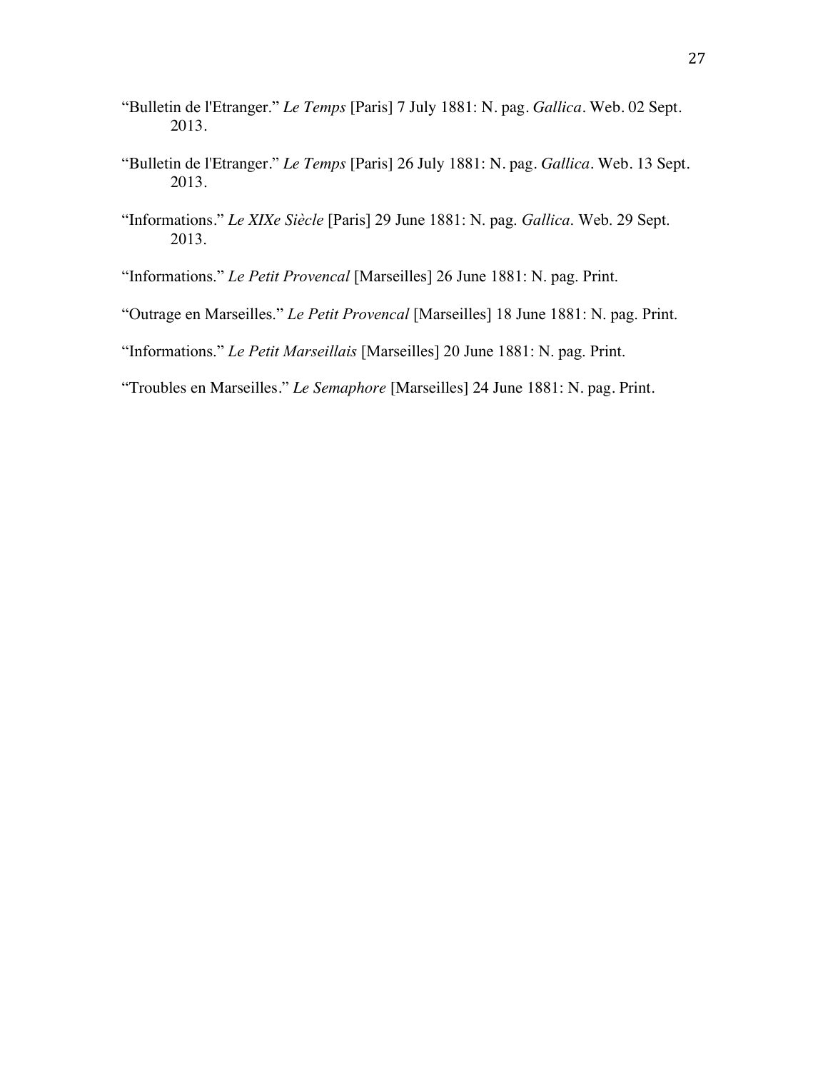"Bulletin de l'Etranger." *Le Temps* [Paris] 7 July 1881: N. pag. *Gallica*. Web. 02 Sept. 2013.

"Bulletin de l'Etranger." *Le Temps* [Paris] 26 July 1881: N. pag. *Gallica*. Web. 13 Sept. 2013.

"Informations." *Le XIXe Siècle* [Paris] 29 June 1881: N. pag. *Gallica*. Web. 29 Sept. 2013.

"Informations." *Le Petit Provencal* [Marseilles] 26 June 1881: N. pag. Print.

"Outrage en Marseilles." *Le Petit Provencal* [Marseilles] 18 June 1881: N. pag. Print.

"Informations." *Le Petit Marseillais* [Marseilles] 20 June 1881: N. pag. Print.

"Troubles en Marseilles." *Le Semaphore* [Marseilles] 24 June 1881: N. pag. Print.